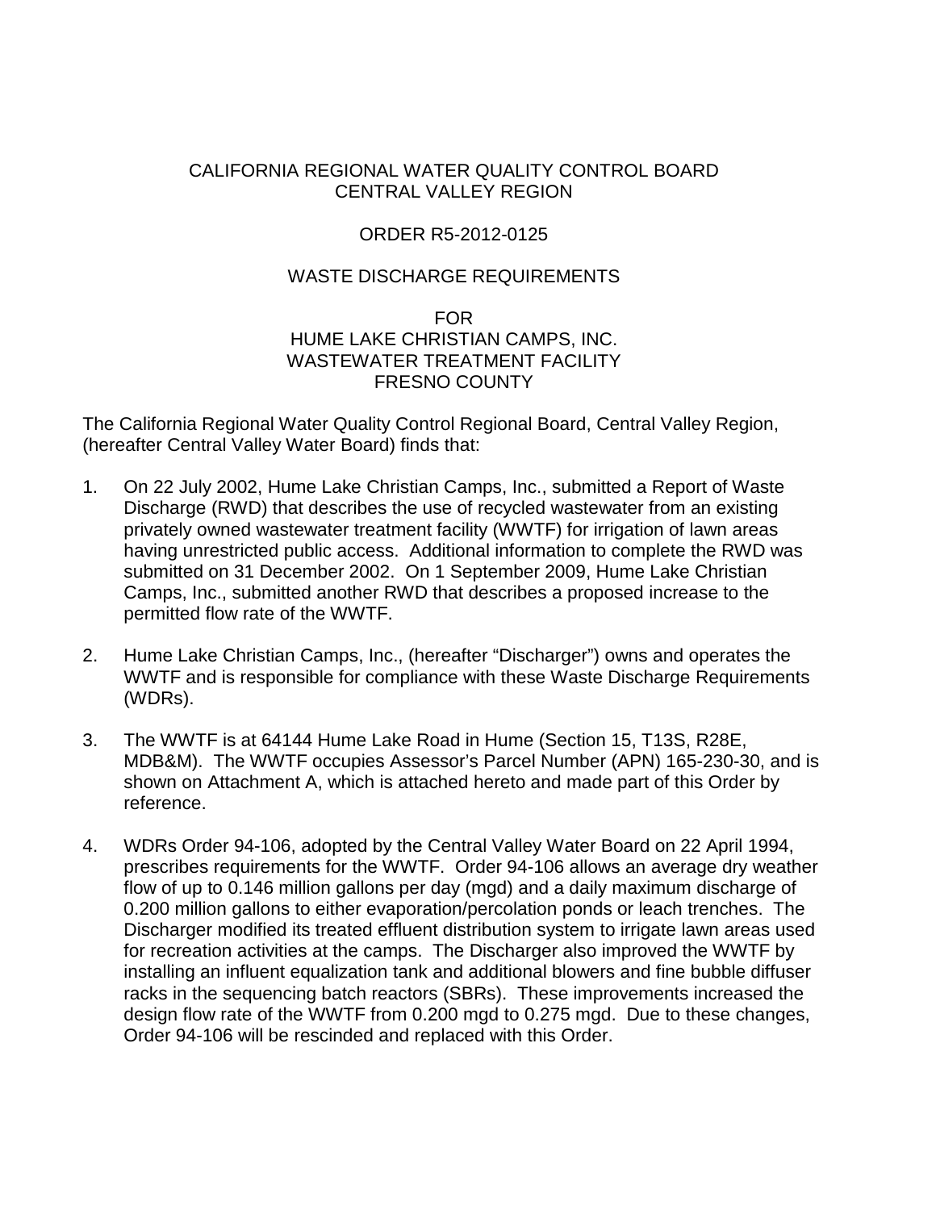CALIFORNIA REGIONAL WATER QUALITY CONTROL BOARD
CENTRAL VALLEY REGION

ORDER R5-2012-0125

WASTE DISCHARGE REQUIREMENTS

FOR
HUME LAKE CHRISTIAN CAMPS, INC.
WASTEWATER TREATMENT FACILITY
FRESNO COUNTY

The California Regional Water Quality Control Regional Board, Central Valley Region, (hereafter Central Valley Water Board) finds that:

1. On 22 July 2002, Hume Lake Christian Camps, Inc., submitted a Report of Waste Discharge (RWD) that describes the use of recycled wastewater from an existing privately owned wastewater treatment facility (WWTF) for irrigation of lawn areas having unrestricted public access. Additional information to complete the RWD was submitted on 31 December 2002. On 1 September 2009, Hume Lake Christian Camps, Inc., submitted another RWD that describes a proposed increase to the permitted flow rate of the WWTF.

2. Hume Lake Christian Camps, Inc., (hereafter "Discharger") owns and operates the WWTF and is responsible for compliance with these Waste Discharge Requirements (WDRs).

3. The WWTF is at 64144 Hume Lake Road in Hume (Section 15, T13S, R28E, MDB&M). The WWTF occupies Assessor's Parcel Number (APN) 165-230-30, and is shown on Attachment A, which is attached hereto and made part of this Order by reference.

4. WDRs Order 94-106, adopted by the Central Valley Water Board on 22 April 1994, prescribes requirements for the WWTF. Order 94-106 allows an average dry weather flow of up to 0.146 million gallons per day (mgd) and a daily maximum discharge of 0.200 million gallons to either evaporation/percolation ponds or leach trenches. The Discharger modified its treated effluent distribution system to irrigate lawn areas used for recreation activities at the camps. The Discharger also improved the WWTF by installing an influent equalization tank and additional blowers and fine bubble diffuser racks in the sequencing batch reactors (SBRs). These improvements increased the design flow rate of the WWTF from 0.200 mgd to 0.275 mgd. Due to these changes, Order 94-106 will be rescinded and replaced with this Order.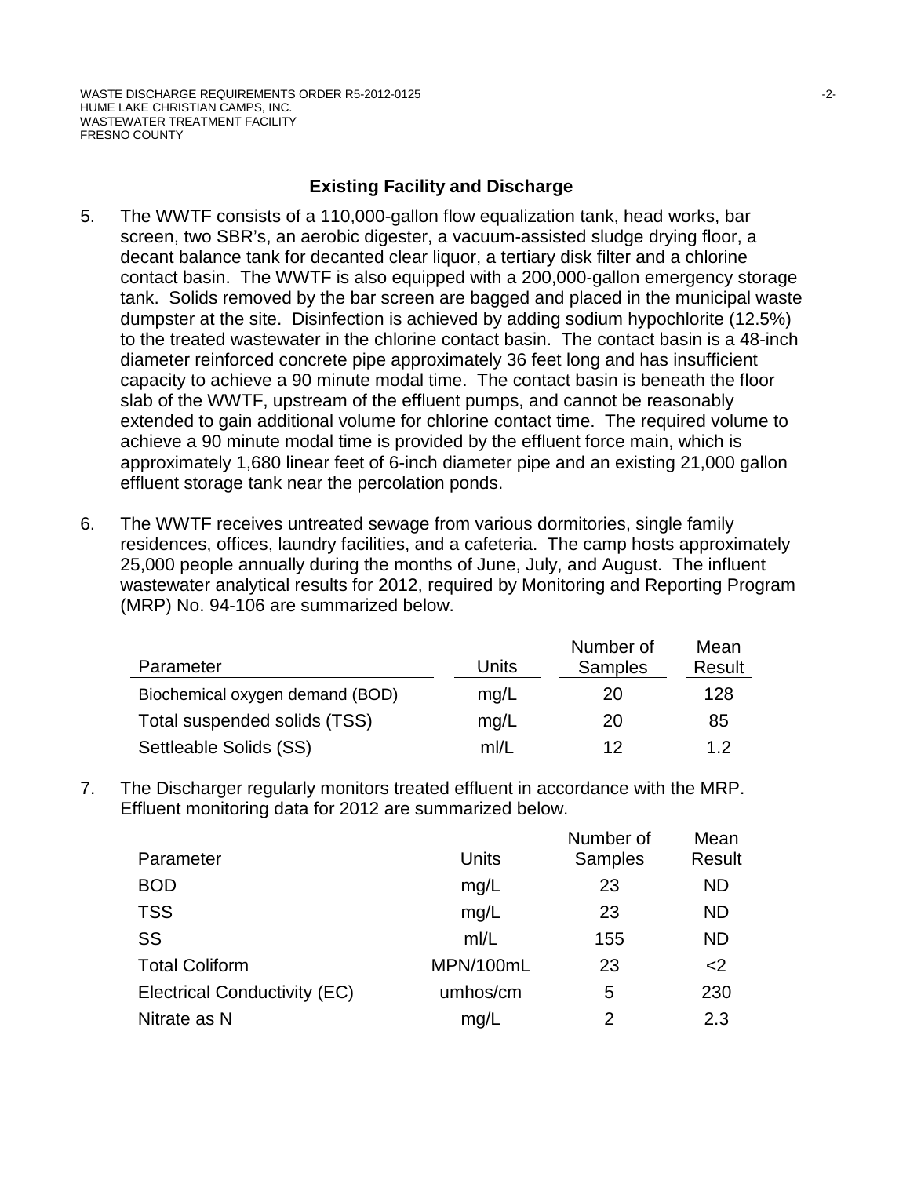## Existing Facility and Discharge

5. The WWTF consists of a 110,000-gallon flow equalization tank, head works, bar screen, two SBR's, an aerobic digester, a vacuum-assisted sludge drying floor, a decant balance tank for decanted clear liquor, a tertiary disk filter and a chlorine contact basin. The WWTF is also equipped with a 200,000-gallon emergency storage tank. Solids removed by the bar screen are bagged and placed in the municipal waste dumpster at the site. Disinfection is achieved by adding sodium hypochlorite (12.5%) to the treated wastewater in the chlorine contact basin. The contact basin is a 48-inch diameter reinforced concrete pipe approximately 36 feet long and has insufficient capacity to achieve a 90 minute modal time. The contact basin is beneath the floor slab of the WWTF, upstream of the effluent pumps, and cannot be reasonably extended to gain additional volume for chlorine contact time. The required volume to achieve a 90 minute modal time is provided by the effluent force main, which is approximately 1,680 linear feet of 6-inch diameter pipe and an existing 21,000 gallon effluent storage tank near the percolation ponds.

6. The WWTF receives untreated sewage from various dormitories, single family residences, offices, laundry facilities, and a cafeteria. The camp hosts approximately 25,000 people annually during the months of June, July, and August. The influent wastewater analytical results for 2012, required by Monitoring and Reporting Program (MRP) No. 94-106 are summarized below.

| Parameter | Units | Number of Samples | Mean Result |
|---|---|---|---|
| Biochemical oxygen demand (BOD) | mg/L | 20 | 128 |
| Total suspended solids (TSS) | mg/L | 20 | 85 |
| Settleable Solids (SS) | ml/L | 12 | 1.2 |

7. The Discharger regularly monitors treated effluent in accordance with the MRP. Effluent monitoring data for 2012 are summarized below.

| Parameter | Units | Number of Samples | Mean Result |
|---|---|---|---|
| BOD | mg/L | 23 | ND |
| TSS | mg/L | 23 | ND |
| SS | ml/L | 155 | ND |
| Total Coliform | MPN/100mL | 23 | <2 |
| Electrical Conductivity (EC) | umhos/cm | 5 | 230 |
| Nitrate as N | mg/L | 2 | 2.3 |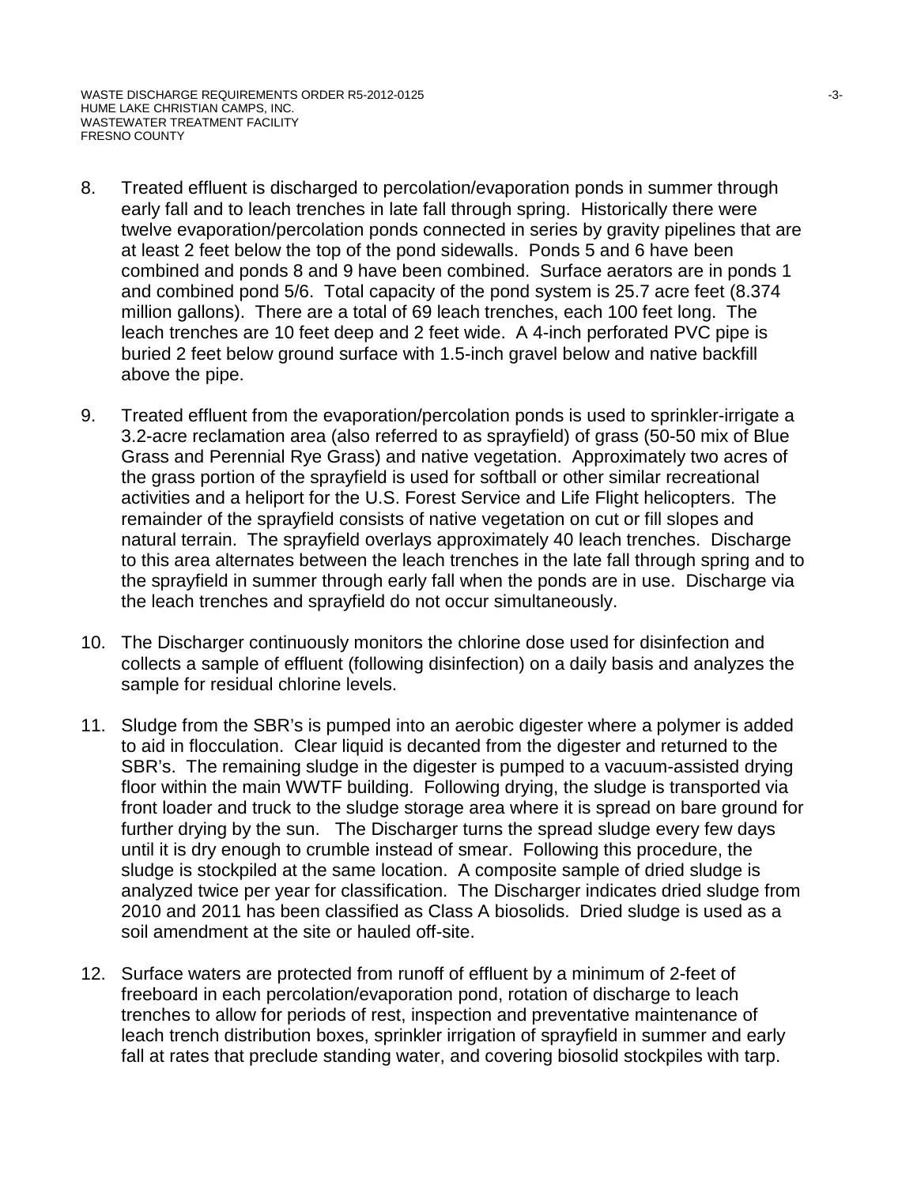8. Treated effluent is discharged to percolation/evaporation ponds in summer through early fall and to leach trenches in late fall through spring. Historically there were twelve evaporation/percolation ponds connected in series by gravity pipelines that are at least 2 feet below the top of the pond sidewalls. Ponds 5 and 6 have been combined and ponds 8 and 9 have been combined. Surface aerators are in ponds 1 and combined pond 5/6. Total capacity of the pond system is 25.7 acre feet (8.374 million gallons). There are a total of 69 leach trenches, each 100 feet long. The leach trenches are 10 feet deep and 2 feet wide. A 4-inch perforated PVC pipe is buried 2 feet below ground surface with 1.5-inch gravel below and native backfill above the pipe.

9. Treated effluent from the evaporation/percolation ponds is used to sprinkler-irrigate a 3.2-acre reclamation area (also referred to as sprayfield) of grass (50-50 mix of Blue Grass and Perennial Rye Grass) and native vegetation. Approximately two acres of the grass portion of the sprayfield is used for softball or other similar recreational activities and a heliport for the U.S. Forest Service and Life Flight helicopters. The remainder of the sprayfield consists of native vegetation on cut or fill slopes and natural terrain. The sprayfield overlays approximately 40 leach trenches. Discharge to this area alternates between the leach trenches in the late fall through spring and to the sprayfield in summer through early fall when the ponds are in use. Discharge via the leach trenches and sprayfield do not occur simultaneously.

10. The Discharger continuously monitors the chlorine dose used for disinfection and collects a sample of effluent (following disinfection) on a daily basis and analyzes the sample for residual chlorine levels.

11. Sludge from the SBR's is pumped into an aerobic digester where a polymer is added to aid in flocculation. Clear liquid is decanted from the digester and returned to the SBR's. The remaining sludge in the digester is pumped to a vacuum-assisted drying floor within the main WWTF building. Following drying, the sludge is transported via front loader and truck to the sludge storage area where it is spread on bare ground for further drying by the sun. The Discharger turns the spread sludge every few days until it is dry enough to crumble instead of smear. Following this procedure, the sludge is stockpiled at the same location. A composite sample of dried sludge is analyzed twice per year for classification. The Discharger indicates dried sludge from 2010 and 2011 has been classified as Class A biosolids. Dried sludge is used as a soil amendment at the site or hauled off-site.

12. Surface waters are protected from runoff of effluent by a minimum of 2-feet of freeboard in each percolation/evaporation pond, rotation of discharge to leach trenches to allow for periods of rest, inspection and preventative maintenance of leach trench distribution boxes, sprinkler irrigation of sprayfield in summer and early fall at rates that preclude standing water, and covering biosolid stockpiles with tarp.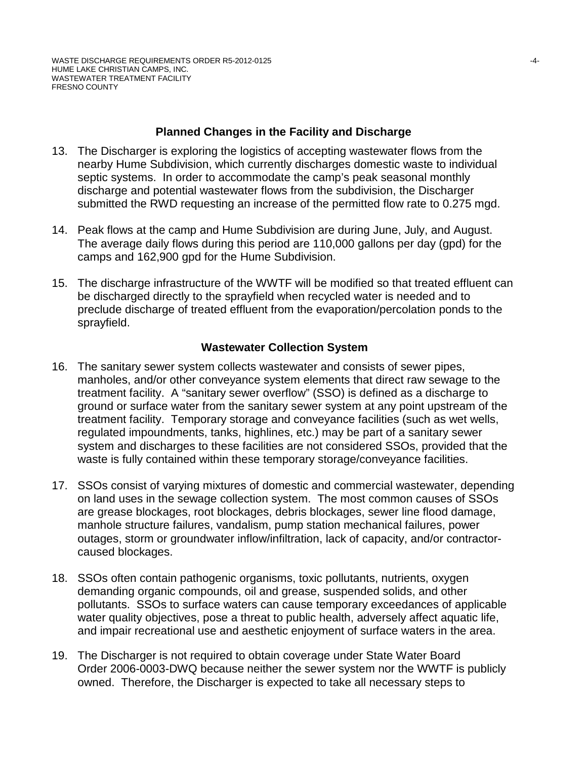## Planned Changes in the Facility and Discharge

13. The Discharger is exploring the logistics of accepting wastewater flows from the nearby Hume Subdivision, which currently discharges domestic waste to individual septic systems. In order to accommodate the camp's peak seasonal monthly discharge and potential wastewater flows from the subdivision, the Discharger submitted the RWD requesting an increase of the permitted flow rate to 0.275 mgd.

14. Peak flows at the camp and Hume Subdivision are during June, July, and August. The average daily flows during this period are 110,000 gallons per day (gpd) for the camps and 162,900 gpd for the Hume Subdivision.

15. The discharge infrastructure of the WWTF will be modified so that treated effluent can be discharged directly to the sprayfield when recycled water is needed and to preclude discharge of treated effluent from the evaporation/percolation ponds to the sprayfield.

## Wastewater Collection System

16. The sanitary sewer system collects wastewater and consists of sewer pipes, manholes, and/or other conveyance system elements that direct raw sewage to the treatment facility. A "sanitary sewer overflow" (SSO) is defined as a discharge to ground or surface water from the sanitary sewer system at any point upstream of the treatment facility. Temporary storage and conveyance facilities (such as wet wells, regulated impoundments, tanks, highlines, etc.) may be part of a sanitary sewer system and discharges to these facilities are not considered SSOs, provided that the waste is fully contained within these temporary storage/conveyance facilities.

17. SSOs consist of varying mixtures of domestic and commercial wastewater, depending on land uses in the sewage collection system. The most common causes of SSOs are grease blockages, root blockages, debris blockages, sewer line flood damage, manhole structure failures, vandalism, pump station mechanical failures, power outages, storm or groundwater inflow/infiltration, lack of capacity, and/or contractor-caused blockages.

18. SSOs often contain pathogenic organisms, toxic pollutants, nutrients, oxygen demanding organic compounds, oil and grease, suspended solids, and other pollutants. SSOs to surface waters can cause temporary exceedances of applicable water quality objectives, pose a threat to public health, adversely affect aquatic life, and impair recreational use and aesthetic enjoyment of surface waters in the area.

19. The Discharger is not required to obtain coverage under State Water Board Order 2006-0003-DWQ because neither the sewer system nor the WWTF is publicly owned. Therefore, the Discharger is expected to take all necessary steps to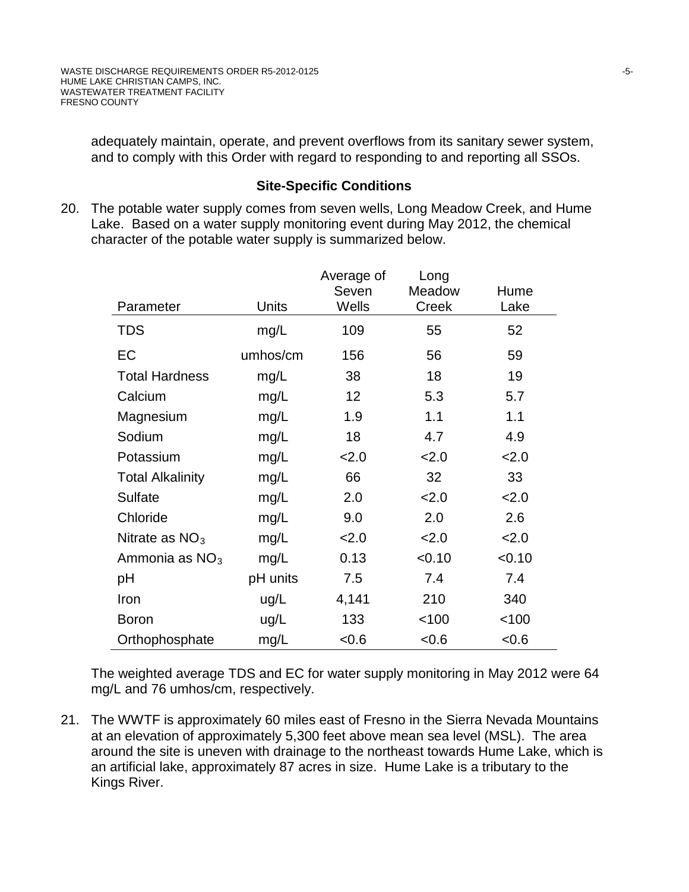adequately maintain, operate, and prevent overflows from its sanitary sewer system, and to comply with this Order with regard to responding to and reporting all SSOs.

### Site-Specific Conditions

20. The potable water supply comes from seven wells, Long Meadow Creek, and Hume Lake. Based on a water supply monitoring event during May 2012, the chemical character of the potable water supply is summarized below.

| Parameter | Units | Average of Seven Wells | Long Meadow Creek | Hume Lake |
|---|---|---|---|---|
| TDS | mg/L | 109 | 55 | 52 |
| EC | umhos/cm | 156 | 56 | 59 |
| Total Hardness | mg/L | 38 | 18 | 19 |
| Calcium | mg/L | 12 | 5.3 | 5.7 |
| Magnesium | mg/L | 1.9 | 1.1 | 1.1 |
| Sodium | mg/L | 18 | 4.7 | 4.9 |
| Potassium | mg/L | <2.0 | <2.0 | <2.0 |
| Total Alkalinity | mg/L | 66 | 32 | 33 |
| Sulfate | mg/L | 2.0 | <2.0 | <2.0 |
| Chloride | mg/L | 9.0 | 2.0 | 2.6 |
| Nitrate as $NO_3$ | mg/L | <2.0 | <2.0 | <2.0 |
| Ammonia as $NO_3$ | mg/L | 0.13 | <0.10 | <0.10 |
| pH | pH units | 7.5 | 7.4 | 7.4 |
| Iron | ug/L | 4,141 | 210 | 340 |
| Boron | ug/L | 133 | <100 | <100 |
| Orthophosphate | mg/L | <0.6 | <0.6 | <0.6 |

The weighted average TDS and EC for water supply monitoring in May 2012 were 64 mg/L and 76 umhos/cm, respectively.

21. The WWTF is approximately 60 miles east of Fresno in the Sierra Nevada Mountains at an elevation of approximately 5,300 feet above mean sea level (MSL). The area around the site is uneven with drainage to the northeast towards Hume Lake, which is an artificial lake, approximately 87 acres in size. Hume Lake is a tributary to the Kings River.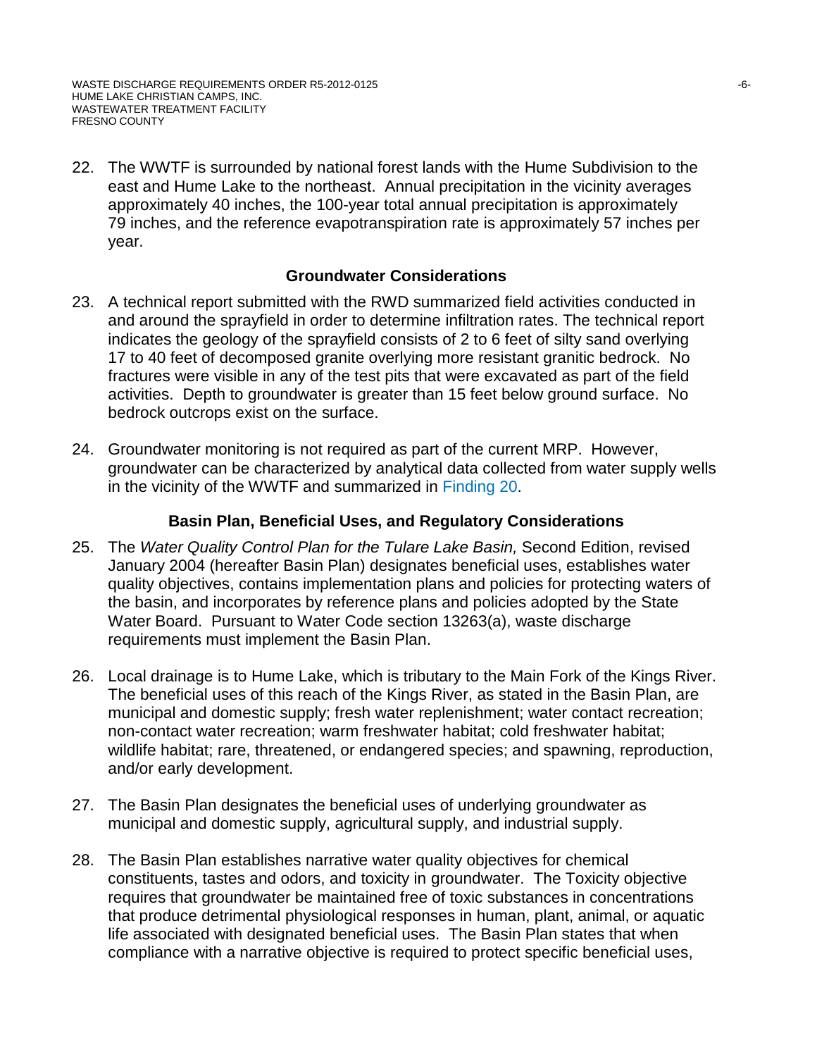22. The WWTF is surrounded by national forest lands with the Hume Subdivision to the east and Hume Lake to the northeast. Annual precipitation in the vicinity averages approximately 40 inches, the 100-year total annual precipitation is approximately 79 inches, and the reference evapotranspiration rate is approximately 57 inches per year.

### Groundwater Considerations

23. A technical report submitted with the RWD summarized field activities conducted in and around the sprayfield in order to determine infiltration rates. The technical report indicates the geology of the sprayfield consists of 2 to 6 feet of silty sand overlying 17 to 40 feet of decomposed granite overlying more resistant granitic bedrock. No fractures were visible in any of the test pits that were excavated as part of the field activities. Depth to groundwater is greater than 15 feet below ground surface. No bedrock outcrops exist on the surface.

24. Groundwater monitoring is not required as part of the current MRP. However, groundwater can be characterized by analytical data collected from water supply wells in the vicinity of the WWTF and summarized in Finding 20.

### Basin Plan, Beneficial Uses, and Regulatory Considerations

25. The *Water Quality Control Plan for the Tulare Lake Basin,* Second Edition, revised January 2004 (hereafter Basin Plan) designates beneficial uses, establishes water quality objectives, contains implementation plans and policies for protecting waters of the basin, and incorporates by reference plans and policies adopted by the State Water Board. Pursuant to Water Code section 13263(a), waste discharge requirements must implement the Basin Plan.

26. Local drainage is to Hume Lake, which is tributary to the Main Fork of the Kings River. The beneficial uses of this reach of the Kings River, as stated in the Basin Plan, are municipal and domestic supply; fresh water replenishment; water contact recreation; non-contact water recreation; warm freshwater habitat; cold freshwater habitat; wildlife habitat; rare, threatened, or endangered species; and spawning, reproduction, and/or early development.

27. The Basin Plan designates the beneficial uses of underlying groundwater as municipal and domestic supply, agricultural supply, and industrial supply.

28. The Basin Plan establishes narrative water quality objectives for chemical constituents, tastes and odors, and toxicity in groundwater. The Toxicity objective requires that groundwater be maintained free of toxic substances in concentrations that produce detrimental physiological responses in human, plant, animal, or aquatic life associated with designated beneficial uses. The Basin Plan states that when compliance with a narrative objective is required to protect specific beneficial uses,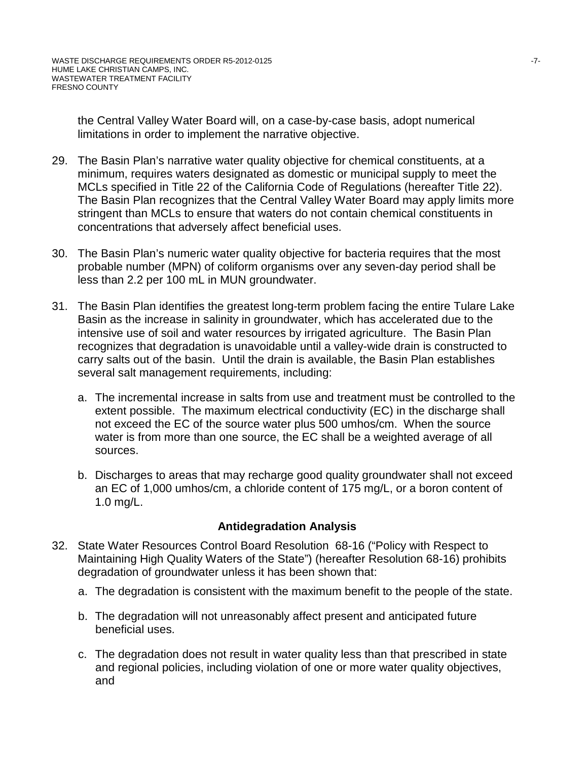the Central Valley Water Board will, on a case-by-case basis, adopt numerical limitations in order to implement the narrative objective.

29. The Basin Plan's narrative water quality objective for chemical constituents, at a minimum, requires waters designated as domestic or municipal supply to meet the MCLs specified in Title 22 of the California Code of Regulations (hereafter Title 22). The Basin Plan recognizes that the Central Valley Water Board may apply limits more stringent than MCLs to ensure that waters do not contain chemical constituents in concentrations that adversely affect beneficial uses.

30. The Basin Plan's numeric water quality objective for bacteria requires that the most probable number (MPN) of coliform organisms over any seven-day period shall be less than 2.2 per 100 mL in MUN groundwater.

31. The Basin Plan identifies the greatest long-term problem facing the entire Tulare Lake Basin as the increase in salinity in groundwater, which has accelerated due to the intensive use of soil and water resources by irrigated agriculture. The Basin Plan recognizes that degradation is unavoidable until a valley-wide drain is constructed to carry salts out of the basin. Until the drain is available, the Basin Plan establishes several salt management requirements, including:

    a. The incremental increase in salts from use and treatment must be controlled to the extent possible. The maximum electrical conductivity (EC) in the discharge shall not exceed the EC of the source water plus 500 umhos/cm. When the source water is from more than one source, the EC shall be a weighted average of all sources.

    b. Discharges to areas that may recharge good quality groundwater shall not exceed an EC of 1,000 umhos/cm, a chloride content of 175 mg/L, or a boron content of 1.0 mg/L.

### Antidegradation Analysis

32. State Water Resources Control Board Resolution 68-16 ("Policy with Respect to Maintaining High Quality Waters of the State") (hereafter Resolution 68-16) prohibits degradation of groundwater unless it has been shown that:

    a. The degradation is consistent with the maximum benefit to the people of the state.

    b. The degradation will not unreasonably affect present and anticipated future beneficial uses.

    c. The degradation does not result in water quality less than that prescribed in state and regional policies, including violation of one or more water quality objectives, and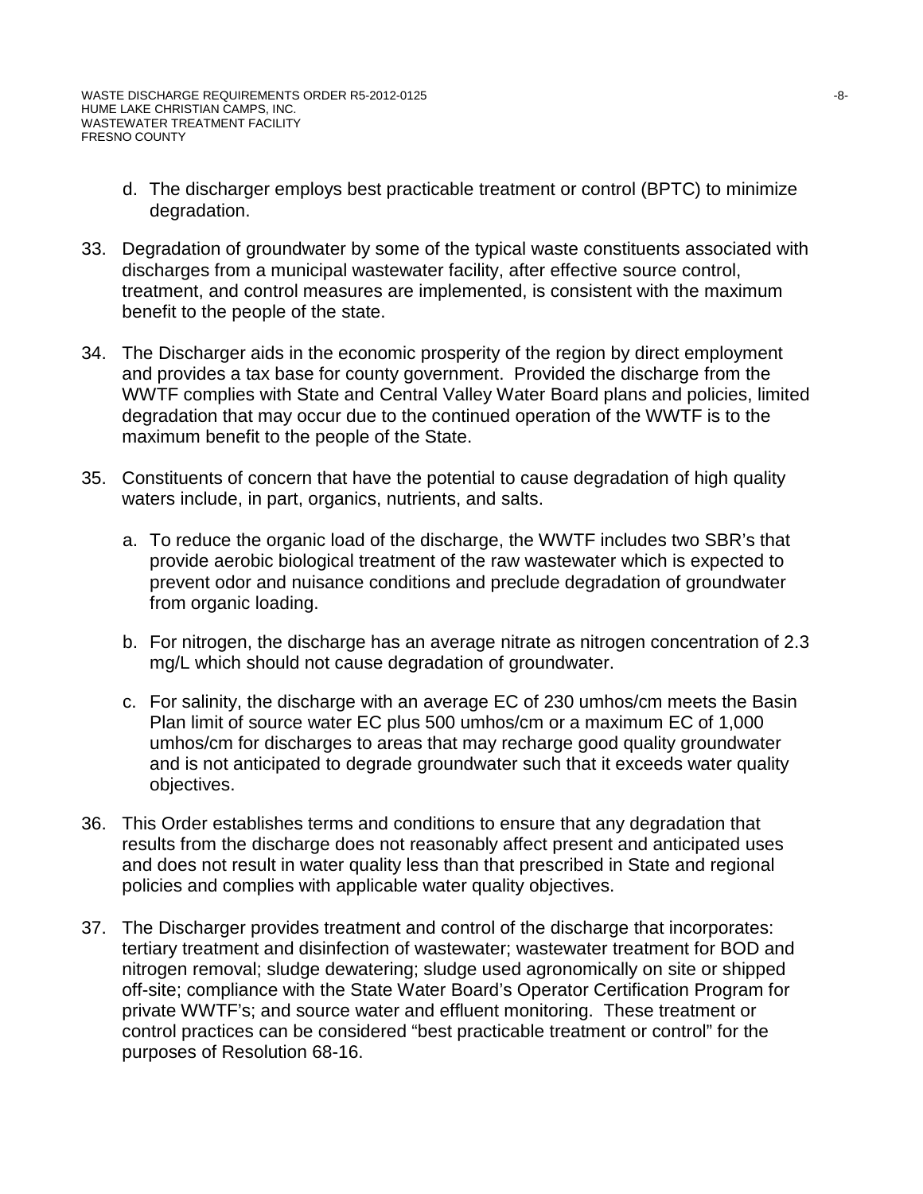d. The discharger employs best practicable treatment or control (BPTC) to minimize degradation.

33. Degradation of groundwater by some of the typical waste constituents associated with discharges from a municipal wastewater facility, after effective source control, treatment, and control measures are implemented, is consistent with the maximum benefit to the people of the state.

34. The Discharger aids in the economic prosperity of the region by direct employment and provides a tax base for county government. Provided the discharge from the WWTF complies with State and Central Valley Water Board plans and policies, limited degradation that may occur due to the continued operation of the WWTF is to the maximum benefit to the people of the State.

35. Constituents of concern that have the potential to cause degradation of high quality waters include, in part, organics, nutrients, and salts.

    a. To reduce the organic load of the discharge, the WWTF includes two SBR's that provide aerobic biological treatment of the raw wastewater which is expected to prevent odor and nuisance conditions and preclude degradation of groundwater from organic loading.

    b. For nitrogen, the discharge has an average nitrate as nitrogen concentration of 2.3 mg/L which should not cause degradation of groundwater.

    c. For salinity, the discharge with an average EC of 230 umhos/cm meets the Basin Plan limit of source water EC plus 500 umhos/cm or a maximum EC of 1,000 umhos/cm for discharges to areas that may recharge good quality groundwater and is not anticipated to degrade groundwater such that it exceeds water quality objectives.

36. This Order establishes terms and conditions to ensure that any degradation that results from the discharge does not reasonably affect present and anticipated uses and does not result in water quality less than that prescribed in State and regional policies and complies with applicable water quality objectives.

37. The Discharger provides treatment and control of the discharge that incorporates: tertiary treatment and disinfection of wastewater; wastewater treatment for BOD and nitrogen removal; sludge dewatering; sludge used agronomically on site or shipped off-site; compliance with the State Water Board's Operator Certification Program for private WWTF's; and source water and effluent monitoring. These treatment or control practices can be considered "best practicable treatment or control" for the purposes of Resolution 68-16.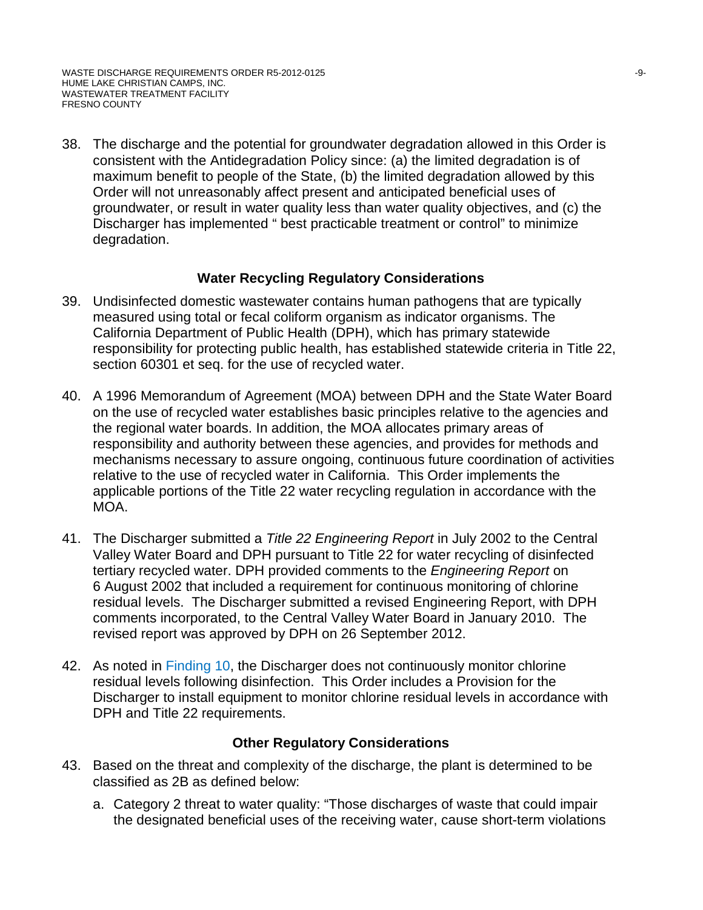38. The discharge and the potential for groundwater degradation allowed in this Order is consistent with the Antidegradation Policy since: (a) the limited degradation is of maximum benefit to people of the State, (b) the limited degradation allowed by this Order will not unreasonably affect present and anticipated beneficial uses of groundwater, or result in water quality less than water quality objectives, and (c) the Discharger has implemented " best practicable treatment or control" to minimize degradation.

## Water Recycling Regulatory Considerations

39. Undisinfected domestic wastewater contains human pathogens that are typically measured using total or fecal coliform organism as indicator organisms. The California Department of Public Health (DPH), which has primary statewide responsibility for protecting public health, has established statewide criteria in Title 22, section 60301 et seq. for the use of recycled water.

40. A 1996 Memorandum of Agreement (MOA) between DPH and the State Water Board on the use of recycled water establishes basic principles relative to the agencies and the regional water boards. In addition, the MOA allocates primary areas of responsibility and authority between these agencies, and provides for methods and mechanisms necessary to assure ongoing, continuous future coordination of activities relative to the use of recycled water in California. This Order implements the applicable portions of the Title 22 water recycling regulation in accordance with the MOA.

41. The Discharger submitted a *Title 22 Engineering Report* in July 2002 to the Central Valley Water Board and DPH pursuant to Title 22 for water recycling of disinfected tertiary recycled water. DPH provided comments to the *Engineering Report* on 6 August 2002 that included a requirement for continuous monitoring of chlorine residual levels. The Discharger submitted a revised Engineering Report, with DPH comments incorporated, to the Central Valley Water Board in January 2010. The revised report was approved by DPH on 26 September 2012.

42. As noted in Finding 10, the Discharger does not continuously monitor chlorine residual levels following disinfection. This Order includes a Provision for the Discharger to install equipment to monitor chlorine residual levels in accordance with DPH and Title 22 requirements.

## Other Regulatory Considerations

43. Based on the threat and complexity of the discharge, the plant is determined to be classified as 2B as defined below:

    a. Category 2 threat to water quality: "Those discharges of waste that could impair the designated beneficial uses of the receiving water, cause short-term violations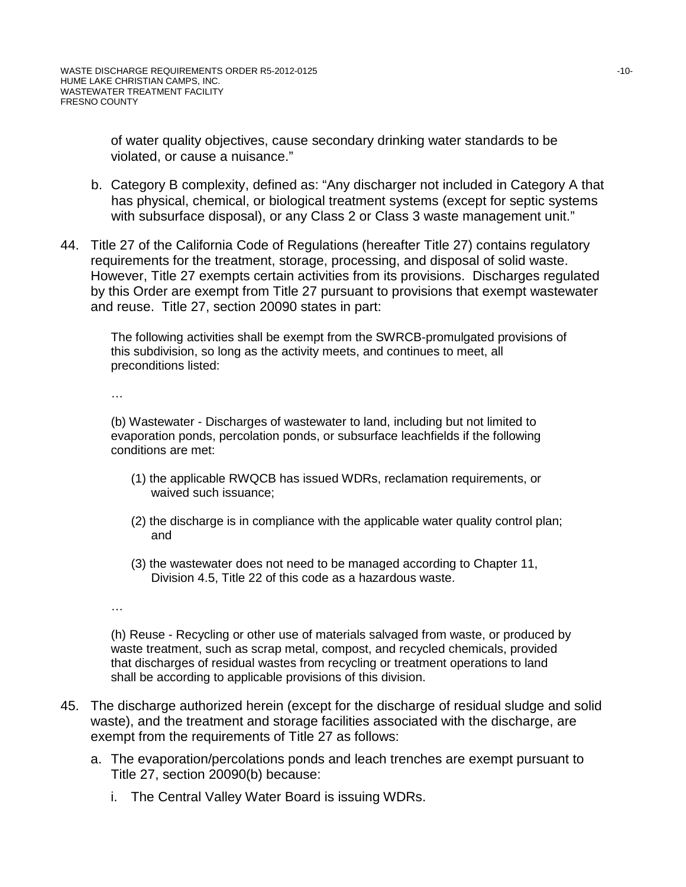of water quality objectives, cause secondary drinking water standards to be violated, or cause a nuisance."

b. Category B complexity, defined as: "Any discharger not included in Category A that has physical, chemical, or biological treatment systems (except for septic systems with subsurface disposal), or any Class 2 or Class 3 waste management unit."

44. Title 27 of the California Code of Regulations (hereafter Title 27) contains regulatory requirements for the treatment, storage, processing, and disposal of solid waste. However, Title 27 exempts certain activities from its provisions. Discharges regulated by this Order are exempt from Title 27 pursuant to provisions that exempt wastewater and reuse. Title 27, section 20090 states in part:

> The following activities shall be exempt from the SWRCB-promulgated provisions of this subdivision, so long as the activity meets, and continues to meet, all preconditions listed:
>
> …
>
> (b) Wastewater - Discharges of wastewater to land, including but not limited to evaporation ponds, percolation ponds, or subsurface leachfields if the following conditions are met:
>
> (1) the applicable RWQCB has issued WDRs, reclamation requirements, or waived such issuance;
>
> (2) the discharge is in compliance with the applicable water quality control plan; and
>
> (3) the wastewater does not need to be managed according to Chapter 11, Division 4.5, Title 22 of this code as a hazardous waste.
>
> …
>
> (h) Reuse - Recycling or other use of materials salvaged from waste, or produced by waste treatment, such as scrap metal, compost, and recycled chemicals, provided that discharges of residual wastes from recycling or treatment operations to land shall be according to applicable provisions of this division.

45. The discharge authorized herein (except for the discharge of residual sludge and solid waste), and the treatment and storage facilities associated with the discharge, are exempt from the requirements of Title 27 as follows:

    a. The evaporation/percolations ponds and leach trenches are exempt pursuant to Title 27, section 20090(b) because:

        i. The Central Valley Water Board is issuing WDRs.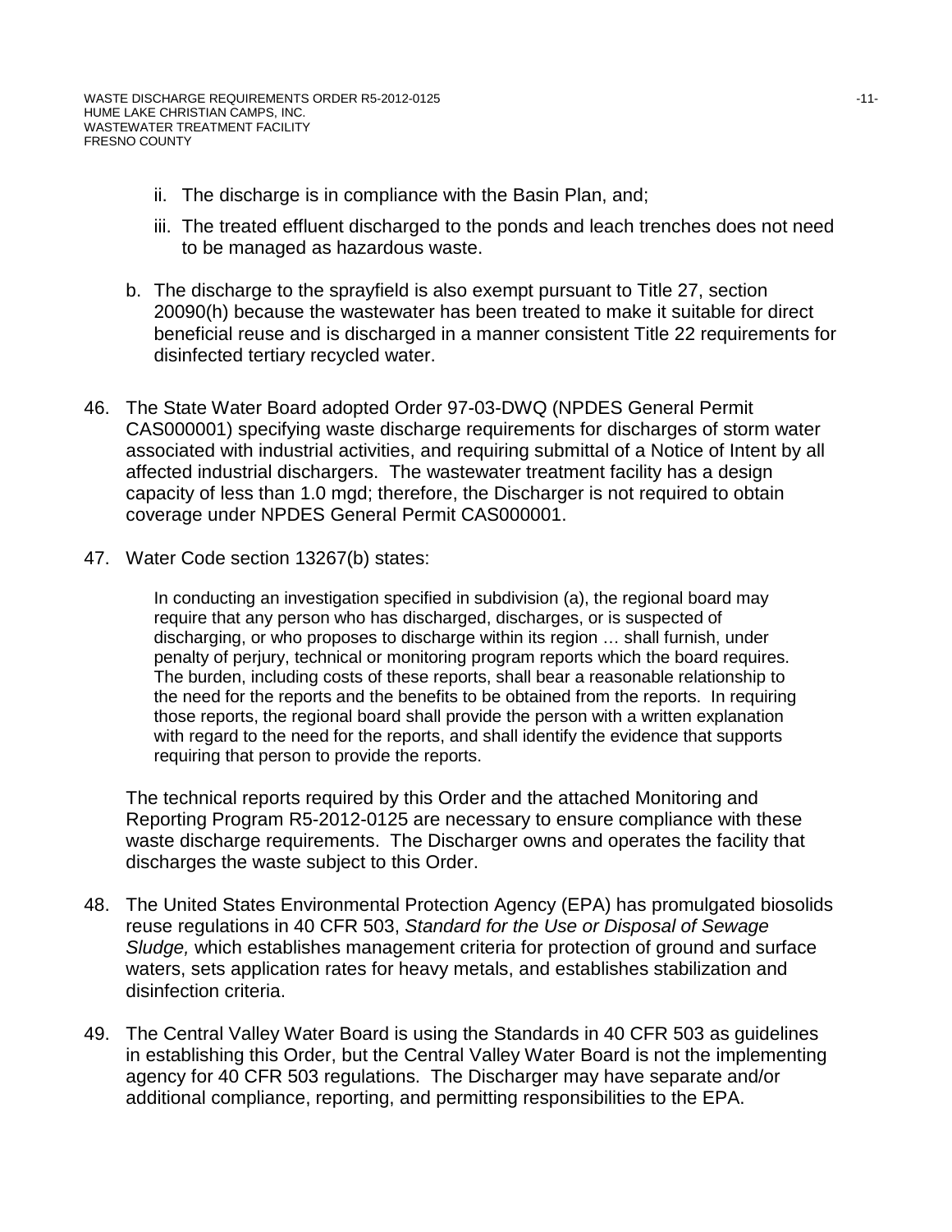- ii. The discharge is in compliance with the Basin Plan, and;
   - iii. The treated effluent discharged to the ponds and leach trenches does not need to be managed as hazardous waste.

b. The discharge to the sprayfield is also exempt pursuant to Title 27, section 20090(h) because the wastewater has been treated to make it suitable for direct beneficial reuse and is discharged in a manner consistent Title 22 requirements for disinfected tertiary recycled water.

46. The State Water Board adopted Order 97-03-DWQ (NPDES General Permit CAS000001) specifying waste discharge requirements for discharges of storm water associated with industrial activities, and requiring submittal of a Notice of Intent by all affected industrial dischargers. The wastewater treatment facility has a design capacity of less than 1.0 mgd; therefore, the Discharger is not required to obtain coverage under NPDES General Permit CAS000001.

47. Water Code section 13267(b) states:

> In conducting an investigation specified in subdivision (a), the regional board may require that any person who has discharged, discharges, or is suspected of discharging, or who proposes to discharge within its region … shall furnish, under penalty of perjury, technical or monitoring program reports which the board requires. The burden, including costs of these reports, shall bear a reasonable relationship to the need for the reports and the benefits to be obtained from the reports. In requiring those reports, the regional board shall provide the person with a written explanation with regard to the need for the reports, and shall identify the evidence that supports requiring that person to provide the reports.

The technical reports required by this Order and the attached Monitoring and Reporting Program R5-2012-0125 are necessary to ensure compliance with these waste discharge requirements. The Discharger owns and operates the facility that discharges the waste subject to this Order.

48. The United States Environmental Protection Agency (EPA) has promulgated biosolids reuse regulations in 40 CFR 503, *Standard for the Use or Disposal of Sewage Sludge,* which establishes management criteria for protection of ground and surface waters, sets application rates for heavy metals, and establishes stabilization and disinfection criteria.

49. The Central Valley Water Board is using the Standards in 40 CFR 503 as guidelines in establishing this Order, but the Central Valley Water Board is not the implementing agency for 40 CFR 503 regulations. The Discharger may have separate and/or additional compliance, reporting, and permitting responsibilities to the EPA.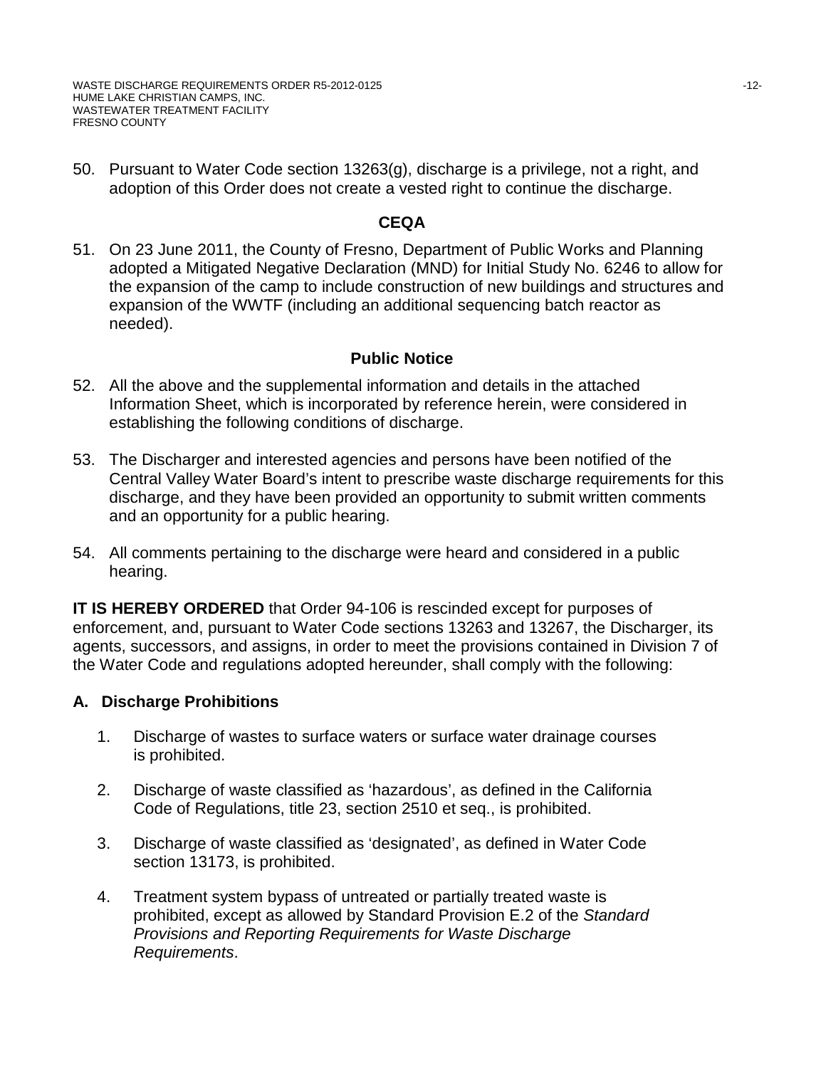50. Pursuant to Water Code section 13263(g), discharge is a privilege, not a right, and adoption of this Order does not create a vested right to continue the discharge.

### CEQA

51. On 23 June 2011, the County of Fresno, Department of Public Works and Planning adopted a Mitigated Negative Declaration (MND) for Initial Study No. 6246 to allow for the expansion of the camp to include construction of new buildings and structures and expansion of the WWTF (including an additional sequencing batch reactor as needed).

### Public Notice

52. All the above and the supplemental information and details in the attached Information Sheet, which is incorporated by reference herein, were considered in establishing the following conditions of discharge.

53. The Discharger and interested agencies and persons have been notified of the Central Valley Water Board's intent to prescribe waste discharge requirements for this discharge, and they have been provided an opportunity to submit written comments and an opportunity for a public hearing.

54. All comments pertaining to the discharge were heard and considered in a public hearing.

**IT IS HEREBY ORDERED** that Order 94-106 is rescinded except for purposes of enforcement, and, pursuant to Water Code sections 13263 and 13267, the Discharger, its agents, successors, and assigns, in order to meet the provisions contained in Division 7 of the Water Code and regulations adopted hereunder, shall comply with the following:

### A. Discharge Prohibitions

1. Discharge of wastes to surface waters or surface water drainage courses is prohibited.

2. Discharge of waste classified as 'hazardous', as defined in the California Code of Regulations, title 23, section 2510 et seq., is prohibited.

3. Discharge of waste classified as 'designated', as defined in Water Code section 13173, is prohibited.

4. Treatment system bypass of untreated or partially treated waste is prohibited, except as allowed by Standard Provision E.2 of the *Standard Provisions and Reporting Requirements for Waste Discharge Requirements*.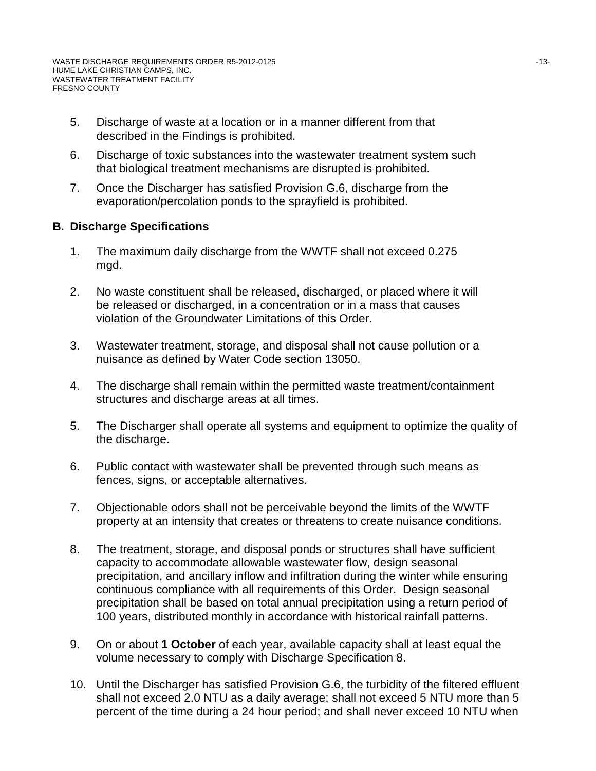5. Discharge of waste at a location or in a manner different from that described in the Findings is prohibited.

6. Discharge of toxic substances into the wastewater treatment system such that biological treatment mechanisms are disrupted is prohibited.

7. Once the Discharger has satisfied Provision G.6, discharge from the evaporation/percolation ponds to the sprayfield is prohibited.

## B. Discharge Specifications

1. The maximum daily discharge from the WWTF shall not exceed 0.275 mgd.

2. No waste constituent shall be released, discharged, or placed where it will be released or discharged, in a concentration or in a mass that causes violation of the Groundwater Limitations of this Order.

3. Wastewater treatment, storage, and disposal shall not cause pollution or a nuisance as defined by Water Code section 13050.

4. The discharge shall remain within the permitted waste treatment/containment structures and discharge areas at all times.

5. The Discharger shall operate all systems and equipment to optimize the quality of the discharge.

6. Public contact with wastewater shall be prevented through such means as fences, signs, or acceptable alternatives.

7. Objectionable odors shall not be perceivable beyond the limits of the WWTF property at an intensity that creates or threatens to create nuisance conditions.

8. The treatment, storage, and disposal ponds or structures shall have sufficient capacity to accommodate allowable wastewater flow, design seasonal precipitation, and ancillary inflow and infiltration during the winter while ensuring continuous compliance with all requirements of this Order. Design seasonal precipitation shall be based on total annual precipitation using a return period of 100 years, distributed monthly in accordance with historical rainfall patterns.

9. On or about **1 October** of each year, available capacity shall at least equal the volume necessary to comply with Discharge Specification 8.

10. Until the Discharger has satisfied Provision G.6, the turbidity of the filtered effluent shall not exceed 2.0 NTU as a daily average; shall not exceed 5 NTU more than 5 percent of the time during a 24 hour period; and shall never exceed 10 NTU when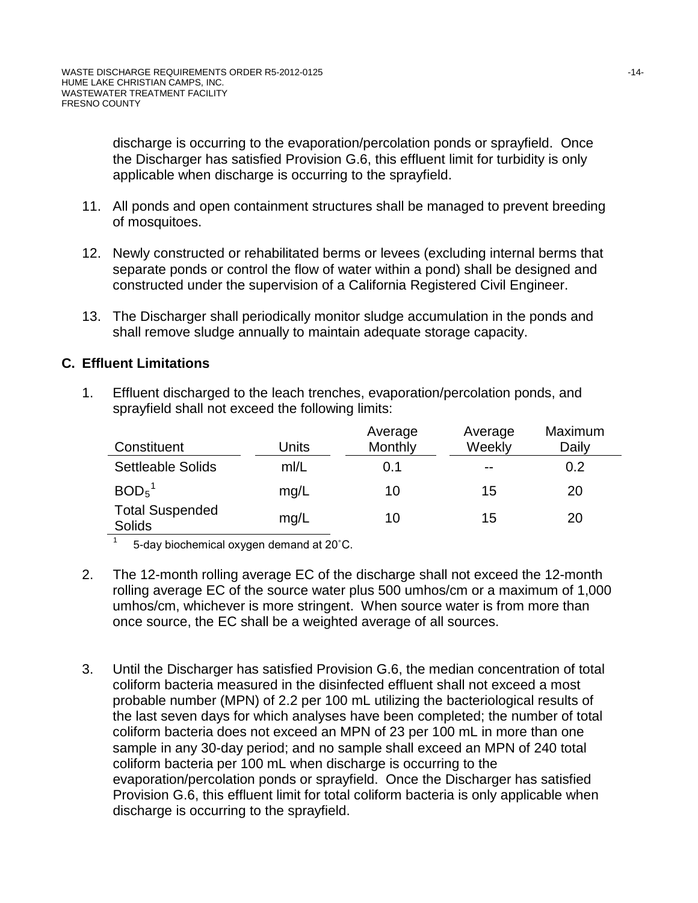discharge is occurring to the evaporation/percolation ponds or sprayfield. Once the Discharger has satisfied Provision G.6, this effluent limit for turbidity is only applicable when discharge is occurring to the sprayfield.

11. All ponds and open containment structures shall be managed to prevent breeding of mosquitoes.

12. Newly constructed or rehabilitated berms or levees (excluding internal berms that separate ponds or control the flow of water within a pond) shall be designed and constructed under the supervision of a California Registered Civil Engineer.

13. The Discharger shall periodically monitor sludge accumulation in the ponds and shall remove sludge annually to maintain adequate storage capacity.

## C. Effluent Limitations

1. Effluent discharged to the leach trenches, evaporation/percolation ponds, and sprayfield shall not exceed the following limits:

| Constituent | Units | Average Monthly | Average Weekly | Maximum Daily |
|---|---|---|---|---|
| Settleable Solids | ml/L | 0.1 | -- | 0.2 |
| $BOD_5$[1] | mg/L | 10 | 15 | 20 |
| Total Suspended Solids | mg/L | 10 | 15 | 20 |

[1] 5-day biochemical oxygen demand at 20˚C.

2. The 12-month rolling average EC of the discharge shall not exceed the 12-month rolling average EC of the source water plus 500 umhos/cm or a maximum of 1,000 umhos/cm, whichever is more stringent. When source water is from more than once source, the EC shall be a weighted average of all sources.

3. Until the Discharger has satisfied Provision G.6, the median concentration of total coliform bacteria measured in the disinfected effluent shall not exceed a most probable number (MPN) of 2.2 per 100 mL utilizing the bacteriological results of the last seven days for which analyses have been completed; the number of total coliform bacteria does not exceed an MPN of 23 per 100 mL in more than one sample in any 30-day period; and no sample shall exceed an MPN of 240 total coliform bacteria per 100 mL when discharge is occurring to the evaporation/percolation ponds or sprayfield. Once the Discharger has satisfied Provision G.6, this effluent limit for total coliform bacteria is only applicable when discharge is occurring to the sprayfield.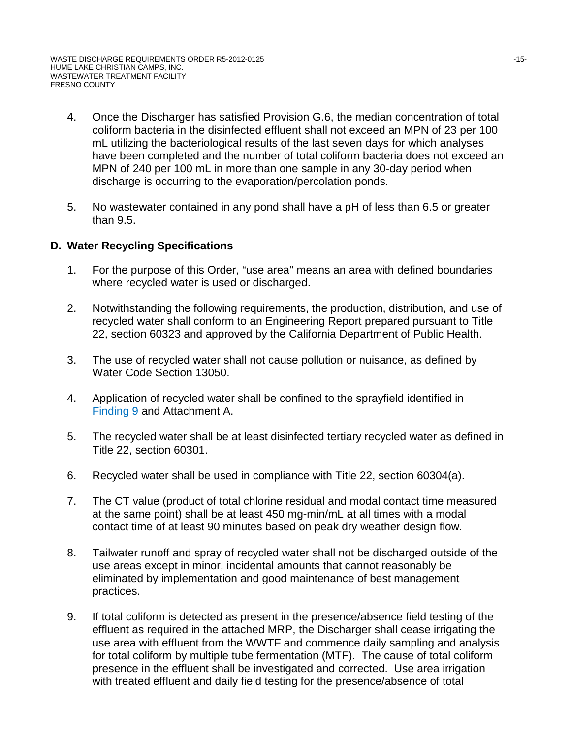4. Once the Discharger has satisfied Provision G.6, the median concentration of total coliform bacteria in the disinfected effluent shall not exceed an MPN of 23 per 100 mL utilizing the bacteriological results of the last seven days for which analyses have been completed and the number of total coliform bacteria does not exceed an MPN of 240 per 100 mL in more than one sample in any 30-day period when discharge is occurring to the evaporation/percolation ponds.

5. No wastewater contained in any pond shall have a pH of less than 6.5 or greater than 9.5.

## D. Water Recycling Specifications

1. For the purpose of this Order, "use area" means an area with defined boundaries where recycled water is used or discharged.

2. Notwithstanding the following requirements, the production, distribution, and use of recycled water shall conform to an Engineering Report prepared pursuant to Title 22, section 60323 and approved by the California Department of Public Health.

3. The use of recycled water shall not cause pollution or nuisance, as defined by Water Code Section 13050.

4. Application of recycled water shall be confined to the sprayfield identified in Finding 9 and Attachment A.

5. The recycled water shall be at least disinfected tertiary recycled water as defined in Title 22, section 60301.

6. Recycled water shall be used in compliance with Title 22, section 60304(a).

7. The CT value (product of total chlorine residual and modal contact time measured at the same point) shall be at least 450 mg-min/mL at all times with a modal contact time of at least 90 minutes based on peak dry weather design flow.

8. Tailwater runoff and spray of recycled water shall not be discharged outside of the use areas except in minor, incidental amounts that cannot reasonably be eliminated by implementation and good maintenance of best management practices.

9. If total coliform is detected as present in the presence/absence field testing of the effluent as required in the attached MRP, the Discharger shall cease irrigating the use area with effluent from the WWTF and commence daily sampling and analysis for total coliform by multiple tube fermentation (MTF). The cause of total coliform presence in the effluent shall be investigated and corrected. Use area irrigation with treated effluent and daily field testing for the presence/absence of total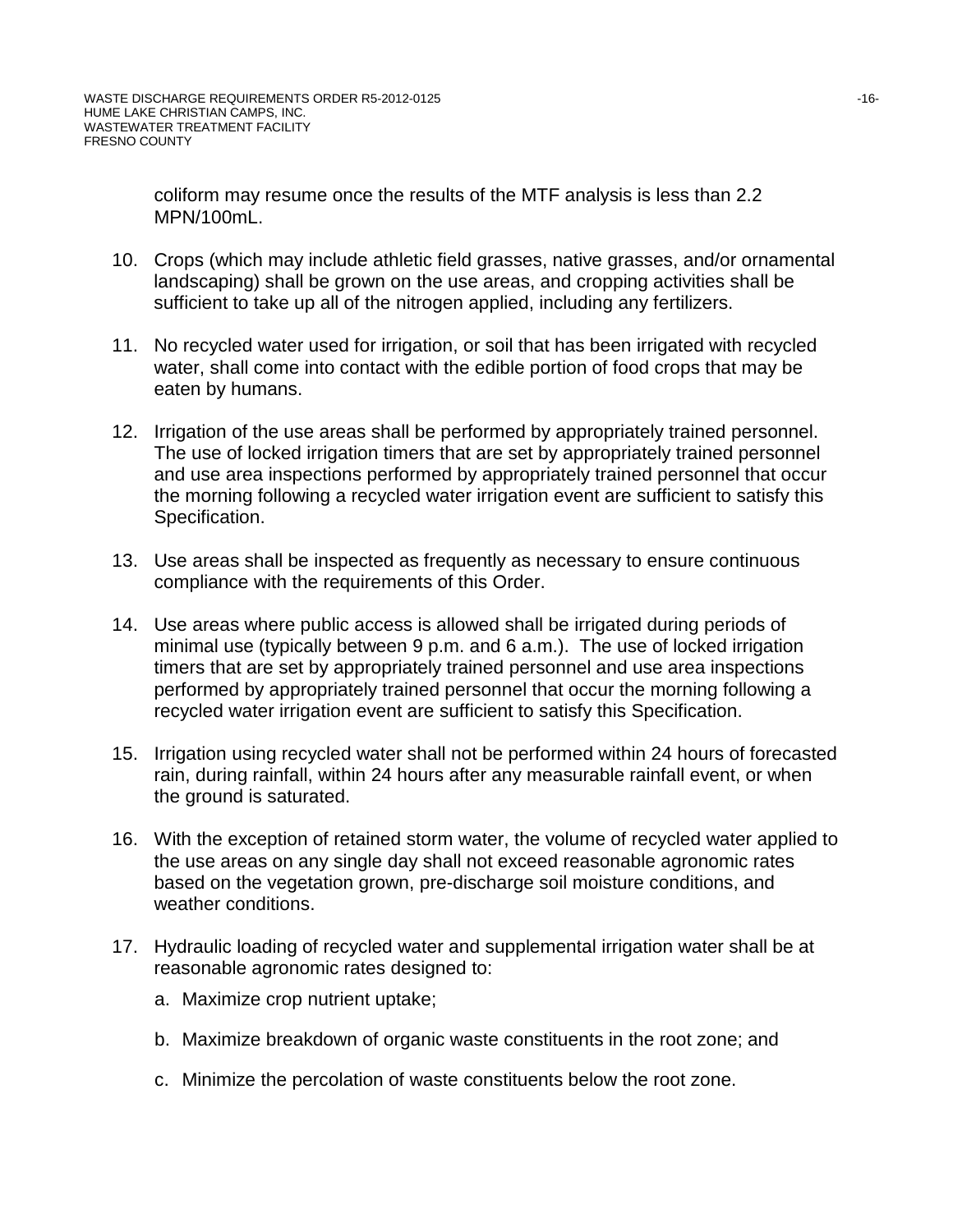coliform may resume once the results of the MTF analysis is less than 2.2 MPN/100mL.

10. Crops (which may include athletic field grasses, native grasses, and/or ornamental landscaping) shall be grown on the use areas, and cropping activities shall be sufficient to take up all of the nitrogen applied, including any fertilizers.

11. No recycled water used for irrigation, or soil that has been irrigated with recycled water, shall come into contact with the edible portion of food crops that may be eaten by humans.

12. Irrigation of the use areas shall be performed by appropriately trained personnel. The use of locked irrigation timers that are set by appropriately trained personnel and use area inspections performed by appropriately trained personnel that occur the morning following a recycled water irrigation event are sufficient to satisfy this Specification.

13. Use areas shall be inspected as frequently as necessary to ensure continuous compliance with the requirements of this Order.

14. Use areas where public access is allowed shall be irrigated during periods of minimal use (typically between 9 p.m. and 6 a.m.). The use of locked irrigation timers that are set by appropriately trained personnel and use area inspections performed by appropriately trained personnel that occur the morning following a recycled water irrigation event are sufficient to satisfy this Specification.

15. Irrigation using recycled water shall not be performed within 24 hours of forecasted rain, during rainfall, within 24 hours after any measurable rainfall event, or when the ground is saturated.

16. With the exception of retained storm water, the volume of recycled water applied to the use areas on any single day shall not exceed reasonable agronomic rates based on the vegetation grown, pre-discharge soil moisture conditions, and weather conditions.

17. Hydraulic loading of recycled water and supplemental irrigation water shall be at reasonable agronomic rates designed to:

    a. Maximize crop nutrient uptake;

    b. Maximize breakdown of organic waste constituents in the root zone; and

    c. Minimize the percolation of waste constituents below the root zone.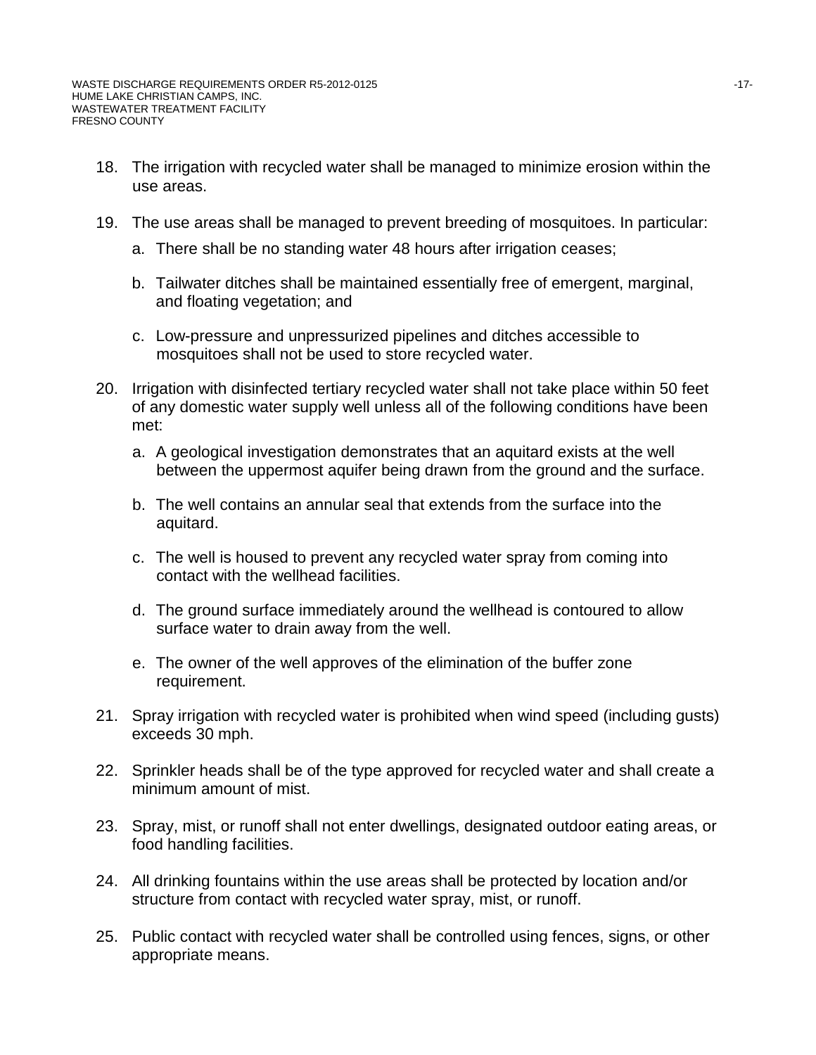18. The irrigation with recycled water shall be managed to minimize erosion within the use areas.

19. The use areas shall be managed to prevent breeding of mosquitoes. In particular:

    a. There shall be no standing water 48 hours after irrigation ceases;

    b. Tailwater ditches shall be maintained essentially free of emergent, marginal, and floating vegetation; and

    c. Low-pressure and unpressurized pipelines and ditches accessible to mosquitoes shall not be used to store recycled water.

20. Irrigation with disinfected tertiary recycled water shall not take place within 50 feet of any domestic water supply well unless all of the following conditions have been met:

    a. A geological investigation demonstrates that an aquitard exists at the well between the uppermost aquifer being drawn from the ground and the surface.

    b. The well contains an annular seal that extends from the surface into the aquitard.

    c. The well is housed to prevent any recycled water spray from coming into contact with the wellhead facilities.

    d. The ground surface immediately around the wellhead is contoured to allow surface water to drain away from the well.

    e. The owner of the well approves of the elimination of the buffer zone requirement.

21. Spray irrigation with recycled water is prohibited when wind speed (including gusts) exceeds 30 mph.

22. Sprinkler heads shall be of the type approved for recycled water and shall create a minimum amount of mist.

23. Spray, mist, or runoff shall not enter dwellings, designated outdoor eating areas, or food handling facilities.

24. All drinking fountains within the use areas shall be protected by location and/or structure from contact with recycled water spray, mist, or runoff.

25. Public contact with recycled water shall be controlled using fences, signs, or other appropriate means.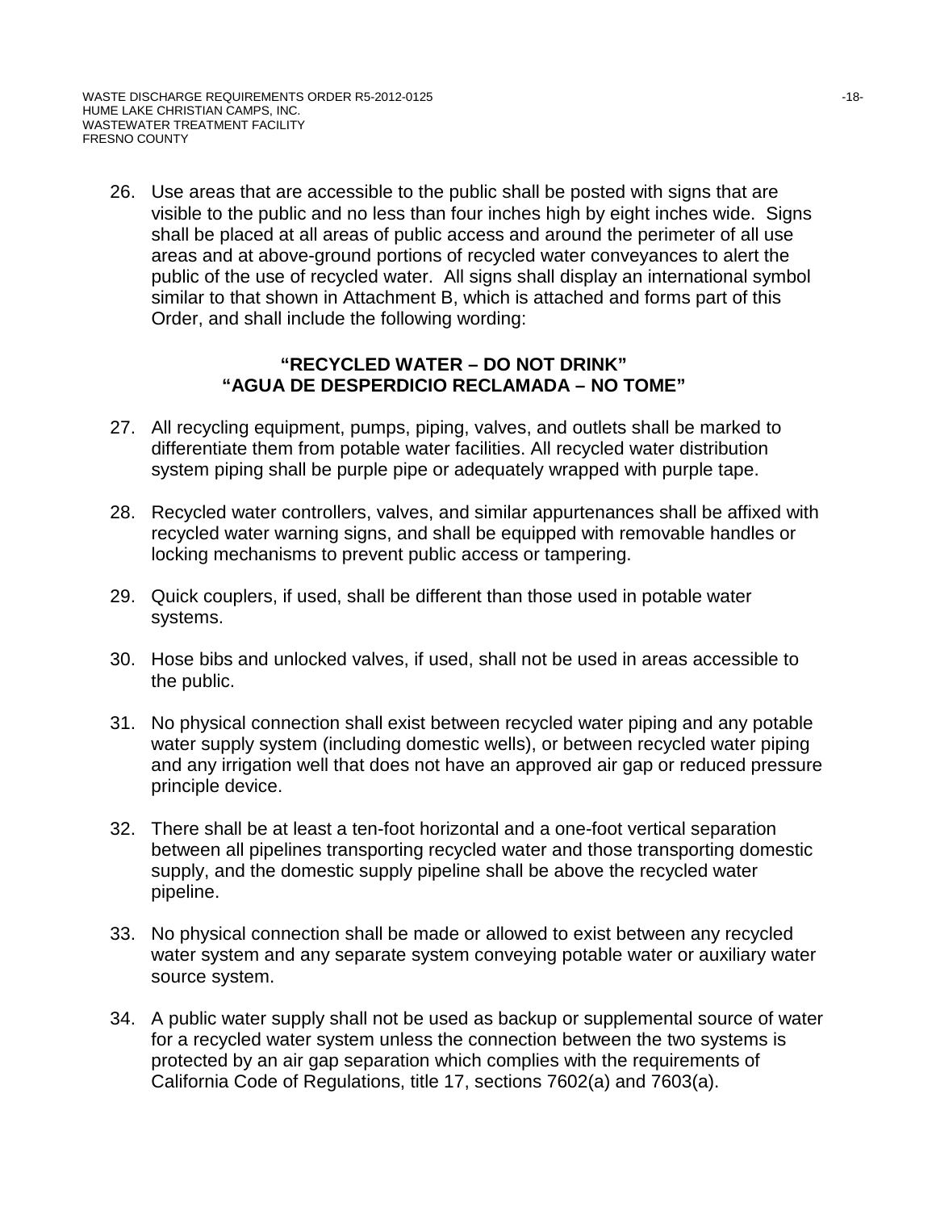26. Use areas that are accessible to the public shall be posted with signs that are visible to the public and no less than four inches high by eight inches wide. Signs shall be placed at all areas of public access and around the perimeter of all use areas and at above-ground portions of recycled water conveyances to alert the public of the use of recycled water. All signs shall display an international symbol similar to that shown in Attachment B, which is attached and forms part of this Order, and shall include the following wording:

    **"RECYCLED WATER – DO NOT DRINK"**
    **"AGUA DE DESPERDICIO RECLAMADA – NO TOME"**

27. All recycling equipment, pumps, piping, valves, and outlets shall be marked to differentiate them from potable water facilities. All recycled water distribution system piping shall be purple pipe or adequately wrapped with purple tape.

28. Recycled water controllers, valves, and similar appurtenances shall be affixed with recycled water warning signs, and shall be equipped with removable handles or locking mechanisms to prevent public access or tampering.

29. Quick couplers, if used, shall be different than those used in potable water systems.

30. Hose bibs and unlocked valves, if used, shall not be used in areas accessible to the public.

31. No physical connection shall exist between recycled water piping and any potable water supply system (including domestic wells), or between recycled water piping and any irrigation well that does not have an approved air gap or reduced pressure principle device.

32. There shall be at least a ten-foot horizontal and a one-foot vertical separation between all pipelines transporting recycled water and those transporting domestic supply, and the domestic supply pipeline shall be above the recycled water pipeline.

33. No physical connection shall be made or allowed to exist between any recycled water system and any separate system conveying potable water or auxiliary water source system.

34. A public water supply shall not be used as backup or supplemental source of water for a recycled water system unless the connection between the two systems is protected by an air gap separation which complies with the requirements of California Code of Regulations, title 17, sections 7602(a) and 7603(a).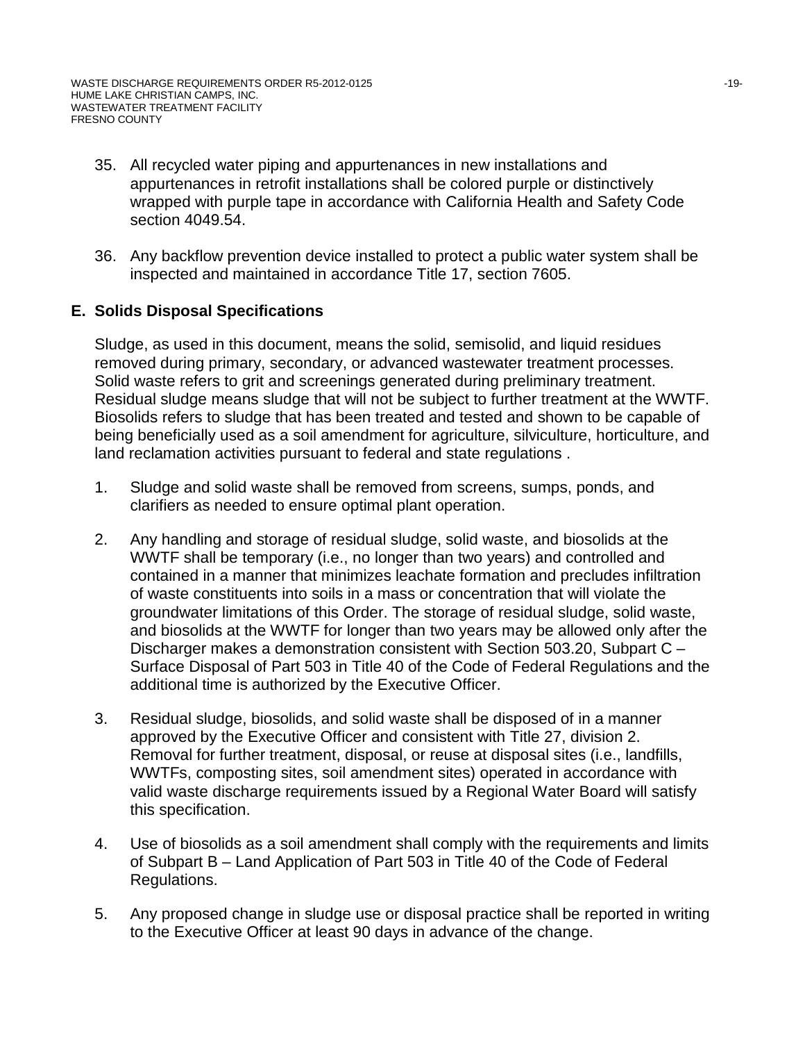35. All recycled water piping and appurtenances in new installations and appurtenances in retrofit installations shall be colored purple or distinctively wrapped with purple tape in accordance with California Health and Safety Code section 4049.54.

36. Any backflow prevention device installed to protect a public water system shall be inspected and maintained in accordance Title 17, section 7605.

## E. Solids Disposal Specifications

Sludge, as used in this document, means the solid, semisolid, and liquid residues removed during primary, secondary, or advanced wastewater treatment processes. Solid waste refers to grit and screenings generated during preliminary treatment. Residual sludge means sludge that will not be subject to further treatment at the WWTF. Biosolids refers to sludge that has been treated and tested and shown to be capable of being beneficially used as a soil amendment for agriculture, silviculture, horticulture, and land reclamation activities pursuant to federal and state regulations .

1. Sludge and solid waste shall be removed from screens, sumps, ponds, and clarifiers as needed to ensure optimal plant operation.

2. Any handling and storage of residual sludge, solid waste, and biosolids at the WWTF shall be temporary (i.e., no longer than two years) and controlled and contained in a manner that minimizes leachate formation and precludes infiltration of waste constituents into soils in a mass or concentration that will violate the groundwater limitations of this Order. The storage of residual sludge, solid waste, and biosolids at the WWTF for longer than two years may be allowed only after the Discharger makes a demonstration consistent with Section 503.20, Subpart C – Surface Disposal of Part 503 in Title 40 of the Code of Federal Regulations and the additional time is authorized by the Executive Officer.

3. Residual sludge, biosolids, and solid waste shall be disposed of in a manner approved by the Executive Officer and consistent with Title 27, division 2. Removal for further treatment, disposal, or reuse at disposal sites (i.e., landfills, WWTFs, composting sites, soil amendment sites) operated in accordance with valid waste discharge requirements issued by a Regional Water Board will satisfy this specification.

4. Use of biosolids as a soil amendment shall comply with the requirements and limits of Subpart B – Land Application of Part 503 in Title 40 of the Code of Federal Regulations.

5. Any proposed change in sludge use or disposal practice shall be reported in writing to the Executive Officer at least 90 days in advance of the change.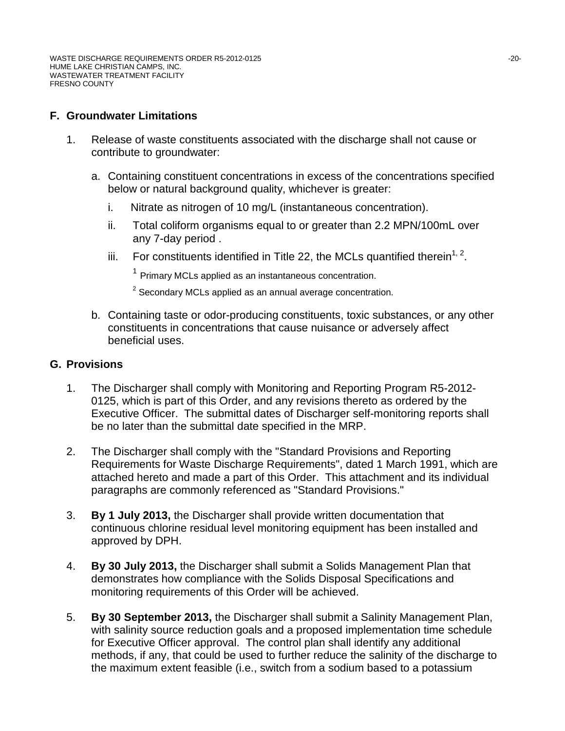## F. Groundwater Limitations

1. Release of waste constituents associated with the discharge shall not cause or contribute to groundwater:

   a. Containing constituent concentrations in excess of the concentrations specified below or natural background quality, whichever is greater:

      i. Nitrate as nitrogen of 10 mg/L (instantaneous concentration).

      ii. Total coliform organisms equal to or greater than 2.2 MPN/100mL over any 7-day period .

      iii. For constituents identified in Title 22, the MCLs quantified therein[1, 2].

         [1] Primary MCLs applied as an instantaneous concentration.

         [2] Secondary MCLs applied as an annual average concentration.

   b. Containing taste or odor-producing constituents, toxic substances, or any other constituents in concentrations that cause nuisance or adversely affect beneficial uses.

## G. Provisions

1. The Discharger shall comply with Monitoring and Reporting Program R5-2012-0125, which is part of this Order, and any revisions thereto as ordered by the Executive Officer. The submittal dates of Discharger self-monitoring reports shall be no later than the submittal date specified in the MRP.

2. The Discharger shall comply with the "Standard Provisions and Reporting Requirements for Waste Discharge Requirements", dated 1 March 1991, which are attached hereto and made a part of this Order. This attachment and its individual paragraphs are commonly referenced as "Standard Provisions."

3. **By 1 July 2013,** the Discharger shall provide written documentation that continuous chlorine residual level monitoring equipment has been installed and approved by DPH.

4. **By 30 July 2013,** the Discharger shall submit a Solids Management Plan that demonstrates how compliance with the Solids Disposal Specifications and monitoring requirements of this Order will be achieved.

5. **By 30 September 2013,** the Discharger shall submit a Salinity Management Plan, with salinity source reduction goals and a proposed implementation time schedule for Executive Officer approval. The control plan shall identify any additional methods, if any, that could be used to further reduce the salinity of the discharge to the maximum extent feasible (i.e., switch from a sodium based to a potassium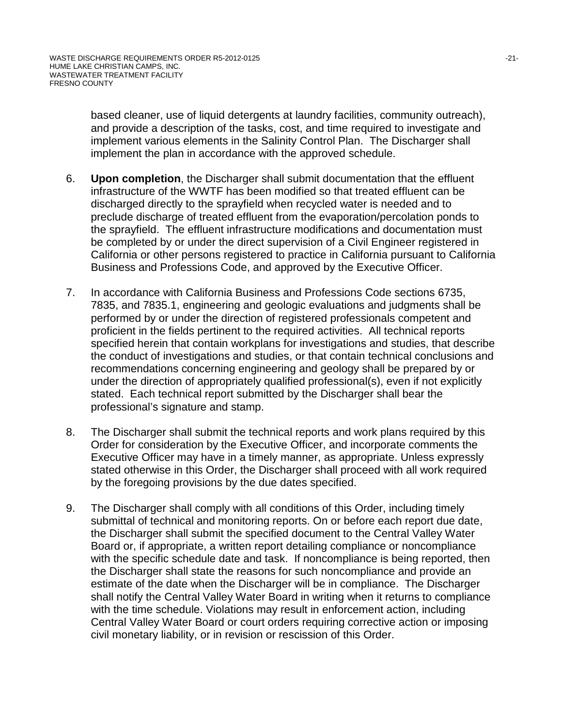based cleaner, use of liquid detergents at laundry facilities, community outreach), and provide a description of the tasks, cost, and time required to investigate and implement various elements in the Salinity Control Plan. The Discharger shall implement the plan in accordance with the approved schedule.

6. **Upon completion**, the Discharger shall submit documentation that the effluent infrastructure of the WWTF has been modified so that treated effluent can be discharged directly to the sprayfield when recycled water is needed and to preclude discharge of treated effluent from the evaporation/percolation ponds to the sprayfield. The effluent infrastructure modifications and documentation must be completed by or under the direct supervision of a Civil Engineer registered in California or other persons registered to practice in California pursuant to California Business and Professions Code, and approved by the Executive Officer.

7. In accordance with California Business and Professions Code sections 6735, 7835, and 7835.1, engineering and geologic evaluations and judgments shall be performed by or under the direction of registered professionals competent and proficient in the fields pertinent to the required activities. All technical reports specified herein that contain workplans for investigations and studies, that describe the conduct of investigations and studies, or that contain technical conclusions and recommendations concerning engineering and geology shall be prepared by or under the direction of appropriately qualified professional(s), even if not explicitly stated. Each technical report submitted by the Discharger shall bear the professional's signature and stamp.

8. The Discharger shall submit the technical reports and work plans required by this Order for consideration by the Executive Officer, and incorporate comments the Executive Officer may have in a timely manner, as appropriate. Unless expressly stated otherwise in this Order, the Discharger shall proceed with all work required by the foregoing provisions by the due dates specified.

9. The Discharger shall comply with all conditions of this Order, including timely submittal of technical and monitoring reports. On or before each report due date, the Discharger shall submit the specified document to the Central Valley Water Board or, if appropriate, a written report detailing compliance or noncompliance with the specific schedule date and task. If noncompliance is being reported, then the Discharger shall state the reasons for such noncompliance and provide an estimate of the date when the Discharger will be in compliance. The Discharger shall notify the Central Valley Water Board in writing when it returns to compliance with the time schedule. Violations may result in enforcement action, including Central Valley Water Board or court orders requiring corrective action or imposing civil monetary liability, or in revision or rescission of this Order.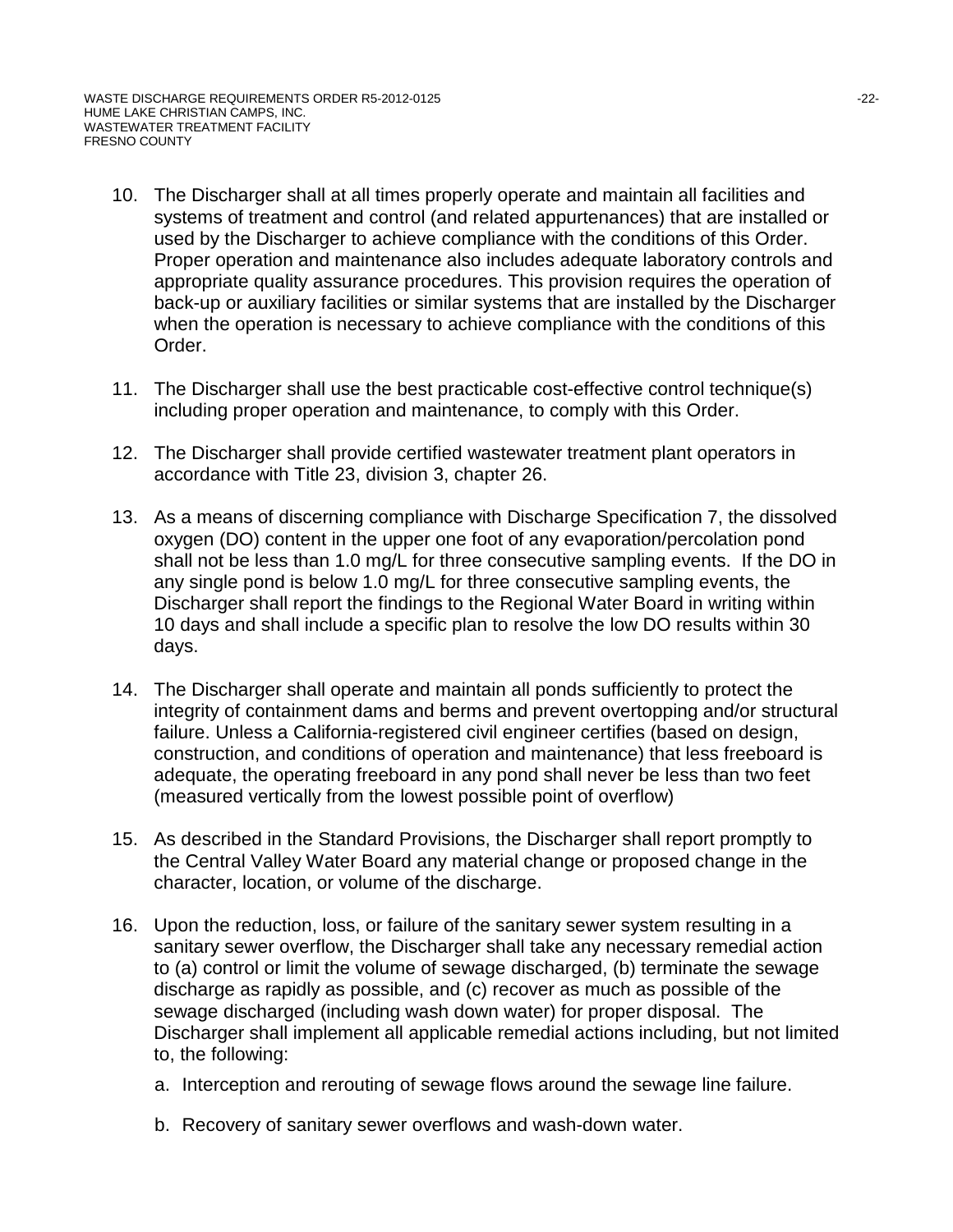10. The Discharger shall at all times properly operate and maintain all facilities and systems of treatment and control (and related appurtenances) that are installed or used by the Discharger to achieve compliance with the conditions of this Order. Proper operation and maintenance also includes adequate laboratory controls and appropriate quality assurance procedures. This provision requires the operation of back-up or auxiliary facilities or similar systems that are installed by the Discharger when the operation is necessary to achieve compliance with the conditions of this Order.

11. The Discharger shall use the best practicable cost-effective control technique(s) including proper operation and maintenance, to comply with this Order.

12. The Discharger shall provide certified wastewater treatment plant operators in accordance with Title 23, division 3, chapter 26.

13. As a means of discerning compliance with Discharge Specification 7, the dissolved oxygen (DO) content in the upper one foot of any evaporation/percolation pond shall not be less than 1.0 mg/L for three consecutive sampling events. If the DO in any single pond is below 1.0 mg/L for three consecutive sampling events, the Discharger shall report the findings to the Regional Water Board in writing within 10 days and shall include a specific plan to resolve the low DO results within 30 days.

14. The Discharger shall operate and maintain all ponds sufficiently to protect the integrity of containment dams and berms and prevent overtopping and/or structural failure. Unless a California-registered civil engineer certifies (based on design, construction, and conditions of operation and maintenance) that less freeboard is adequate, the operating freeboard in any pond shall never be less than two feet (measured vertically from the lowest possible point of overflow)

15. As described in the Standard Provisions, the Discharger shall report promptly to the Central Valley Water Board any material change or proposed change in the character, location, or volume of the discharge.

16. Upon the reduction, loss, or failure of the sanitary sewer system resulting in a sanitary sewer overflow, the Discharger shall take any necessary remedial action to (a) control or limit the volume of sewage discharged, (b) terminate the sewage discharge as rapidly as possible, and (c) recover as much as possible of the sewage discharged (including wash down water) for proper disposal. The Discharger shall implement all applicable remedial actions including, but not limited to, the following:

    a. Interception and rerouting of sewage flows around the sewage line failure.

    b. Recovery of sanitary sewer overflows and wash-down water.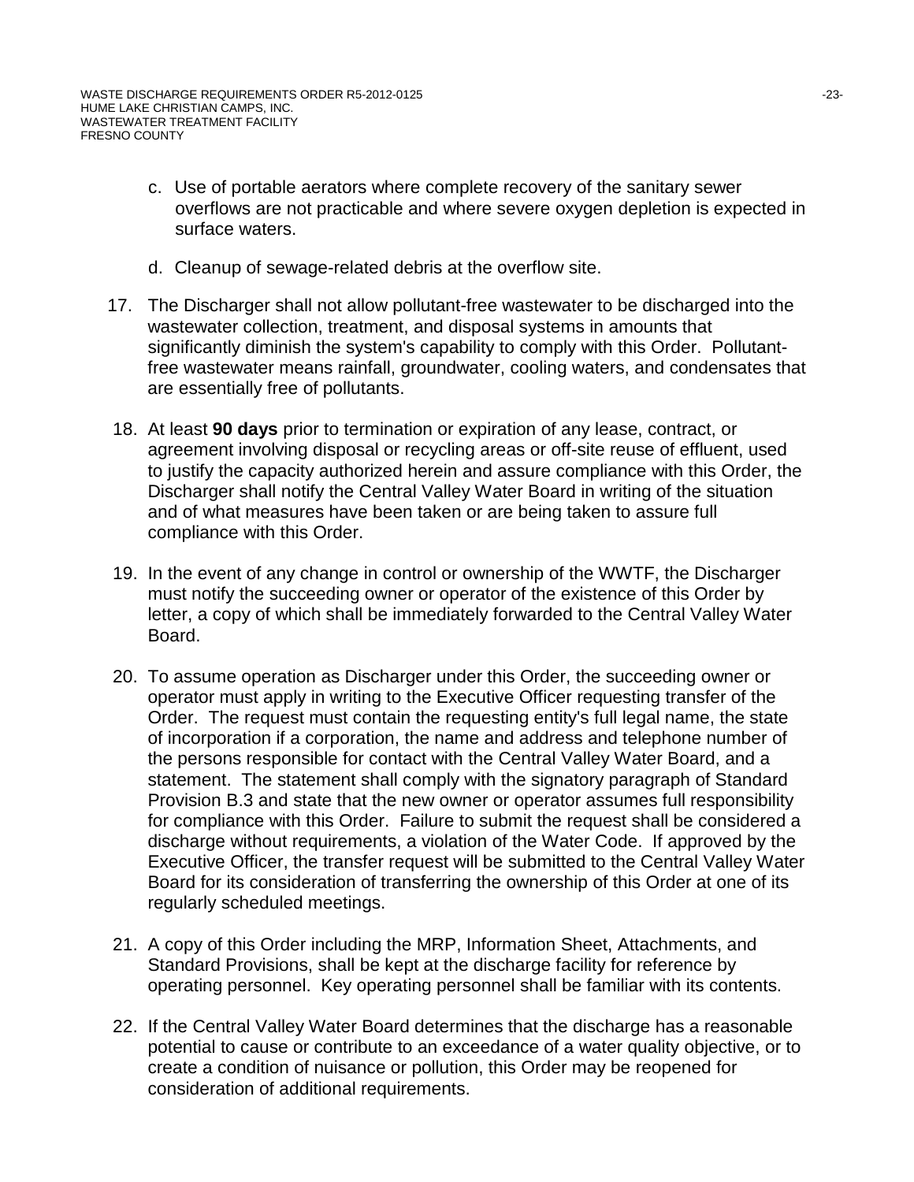c. Use of portable aerators where complete recovery of the sanitary sewer overflows are not practicable and where severe oxygen depletion is expected in surface waters.

d. Cleanup of sewage-related debris at the overflow site.

17. The Discharger shall not allow pollutant-free wastewater to be discharged into the wastewater collection, treatment, and disposal systems in amounts that significantly diminish the system's capability to comply with this Order. Pollutant-free wastewater means rainfall, groundwater, cooling waters, and condensates that are essentially free of pollutants.

18. At least **90 days** prior to termination or expiration of any lease, contract, or agreement involving disposal or recycling areas or off-site reuse of effluent, used to justify the capacity authorized herein and assure compliance with this Order, the Discharger shall notify the Central Valley Water Board in writing of the situation and of what measures have been taken or are being taken to assure full compliance with this Order.

19. In the event of any change in control or ownership of the WWTF, the Discharger must notify the succeeding owner or operator of the existence of this Order by letter, a copy of which shall be immediately forwarded to the Central Valley Water Board.

20. To assume operation as Discharger under this Order, the succeeding owner or operator must apply in writing to the Executive Officer requesting transfer of the Order. The request must contain the requesting entity's full legal name, the state of incorporation if a corporation, the name and address and telephone number of the persons responsible for contact with the Central Valley Water Board, and a statement. The statement shall comply with the signatory paragraph of Standard Provision B.3 and state that the new owner or operator assumes full responsibility for compliance with this Order. Failure to submit the request shall be considered a discharge without requirements, a violation of the Water Code. If approved by the Executive Officer, the transfer request will be submitted to the Central Valley Water Board for its consideration of transferring the ownership of this Order at one of its regularly scheduled meetings.

21. A copy of this Order including the MRP, Information Sheet, Attachments, and Standard Provisions, shall be kept at the discharge facility for reference by operating personnel. Key operating personnel shall be familiar with its contents.

22. If the Central Valley Water Board determines that the discharge has a reasonable potential to cause or contribute to an exceedance of a water quality objective, or to create a condition of nuisance or pollution, this Order may be reopened for consideration of additional requirements.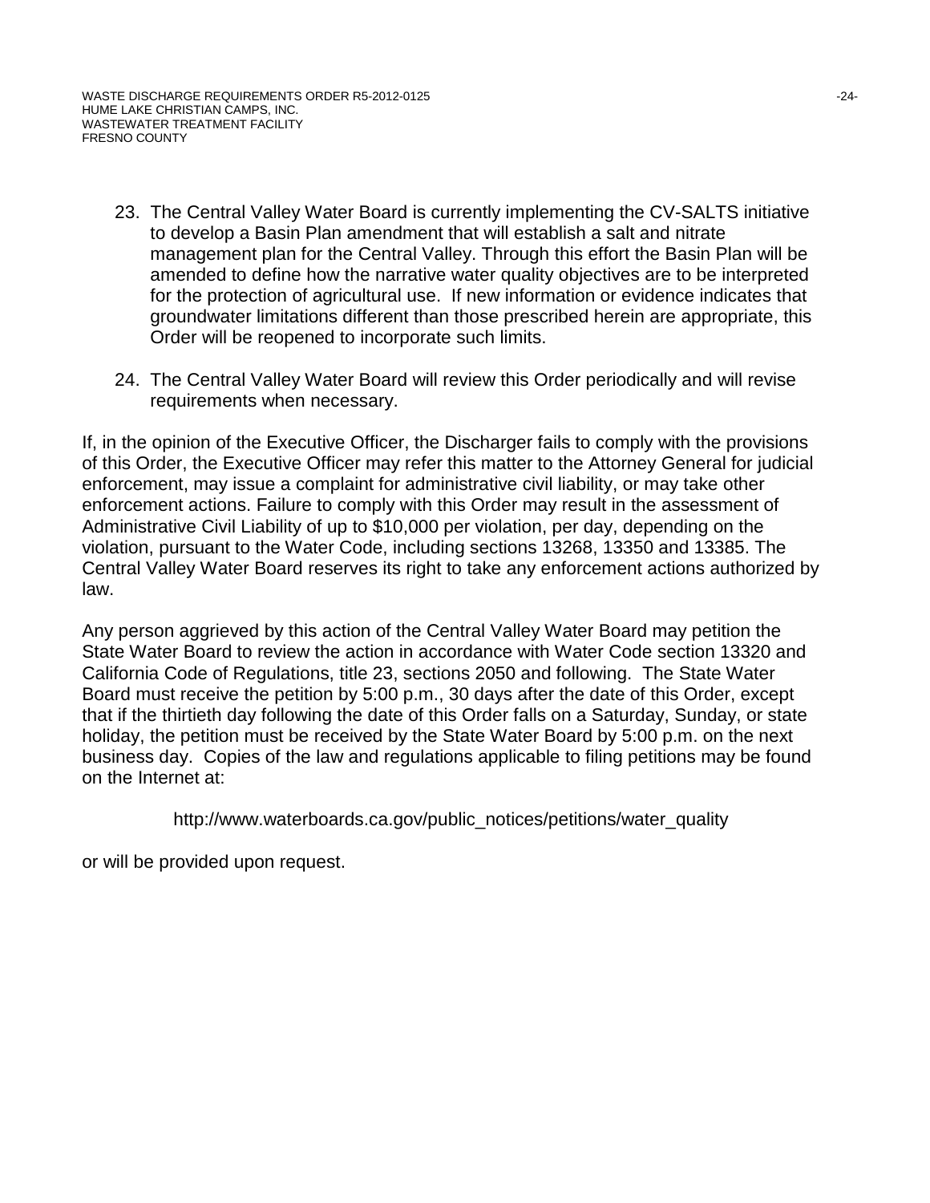23. The Central Valley Water Board is currently implementing the CV-SALTS initiative to develop a Basin Plan amendment that will establish a salt and nitrate management plan for the Central Valley. Through this effort the Basin Plan will be amended to define how the narrative water quality objectives are to be interpreted for the protection of agricultural use. If new information or evidence indicates that groundwater limitations different than those prescribed herein are appropriate, this Order will be reopened to incorporate such limits.

24. The Central Valley Water Board will review this Order periodically and will revise requirements when necessary.

If, in the opinion of the Executive Officer, the Discharger fails to comply with the provisions of this Order, the Executive Officer may refer this matter to the Attorney General for judicial enforcement, may issue a complaint for administrative civil liability, or may take other enforcement actions. Failure to comply with this Order may result in the assessment of Administrative Civil Liability of up to $10,000 per violation, per day, depending on the violation, pursuant to the Water Code, including sections 13268, 13350 and 13385. The Central Valley Water Board reserves its right to take any enforcement actions authorized by law.

Any person aggrieved by this action of the Central Valley Water Board may petition the State Water Board to review the action in accordance with Water Code section 13320 and California Code of Regulations, title 23, sections 2050 and following. The State Water Board must receive the petition by 5:00 p.m., 30 days after the date of this Order, except that if the thirtieth day following the date of this Order falls on a Saturday, Sunday, or state holiday, the petition must be received by the State Water Board by 5:00 p.m. on the next business day. Copies of the law and regulations applicable to filing petitions may be found on the Internet at:

http://www.waterboards.ca.gov/public_notices/petitions/water_quality

or will be provided upon request.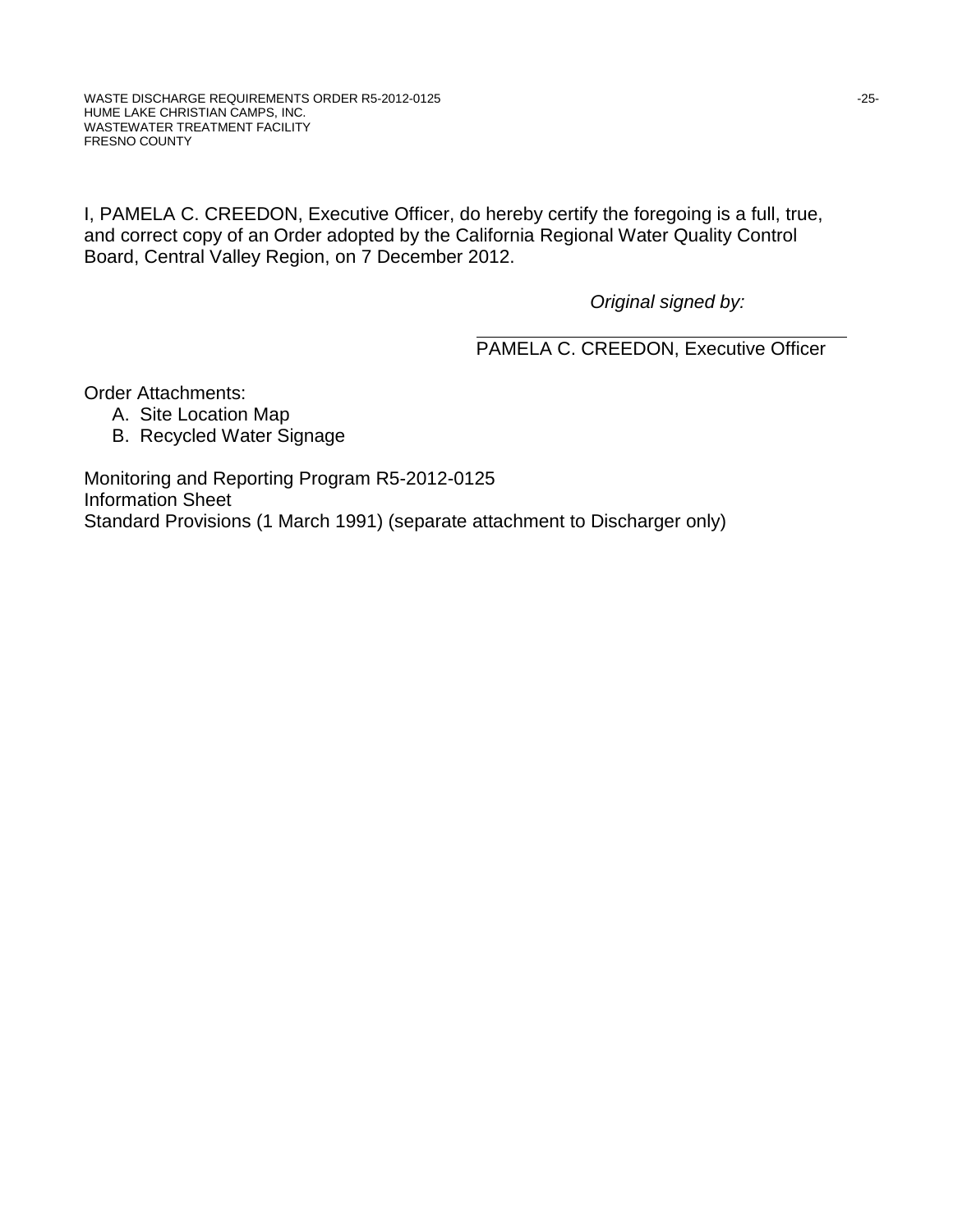I, PAMELA C. CREEDON, Executive Officer, do hereby certify the foregoing is a full, true, and correct copy of an Order adopted by the California Regional Water Quality Control Board, Central Valley Region, on 7 December 2012.

*Original signed by:*

PAMELA C. CREEDON, Executive Officer

Order Attachments:

A. Site Location Map
B. Recycled Water Signage

Monitoring and Reporting Program R5-2012-0125
Information Sheet
Standard Provisions (1 March 1991) (separate attachment to Discharger only)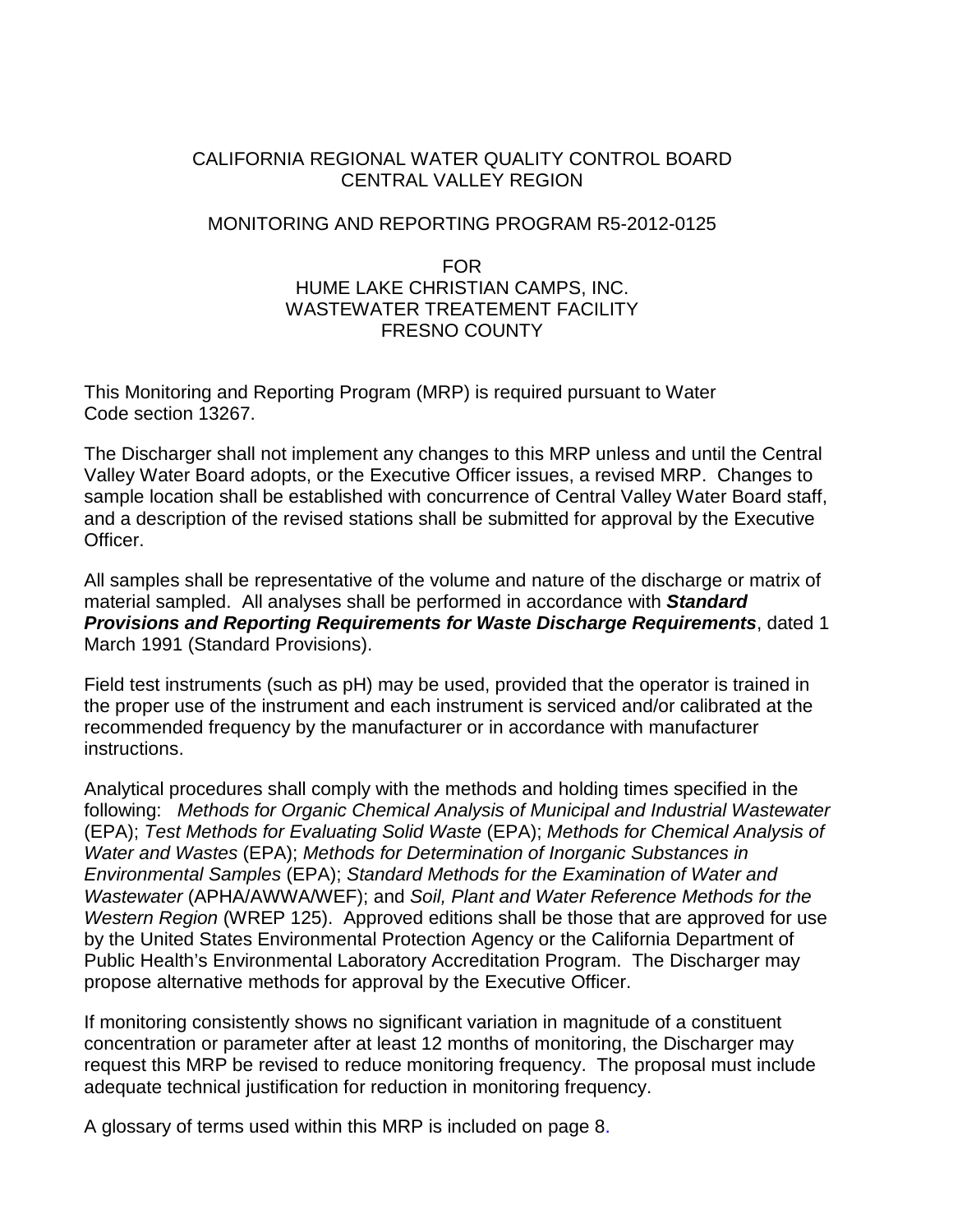CALIFORNIA REGIONAL WATER QUALITY CONTROL BOARD
CENTRAL VALLEY REGION

MONITORING AND REPORTING PROGRAM R5-2012-0125

FOR
HUME LAKE CHRISTIAN CAMPS, INC.
WASTEWATER TREATEMENT FACILITY
FRESNO COUNTY

This Monitoring and Reporting Program (MRP) is required pursuant to Water Code section 13267.

The Discharger shall not implement any changes to this MRP unless and until the Central Valley Water Board adopts, or the Executive Officer issues, a revised MRP. Changes to sample location shall be established with concurrence of Central Valley Water Board staff, and a description of the revised stations shall be submitted for approval by the Executive Officer.

All samples shall be representative of the volume and nature of the discharge or matrix of material sampled. All analyses shall be performed in accordance with ***Standard Provisions and Reporting Requirements for Waste Discharge Requirements***, dated 1 March 1991 (Standard Provisions).

Field test instruments (such as pH) may be used, provided that the operator is trained in the proper use of the instrument and each instrument is serviced and/or calibrated at the recommended frequency by the manufacturer or in accordance with manufacturer instructions.

Analytical procedures shall comply with the methods and holding times specified in the following: *Methods for Organic Chemical Analysis of Municipal and Industrial Wastewater* (EPA); *Test Methods for Evaluating Solid Waste* (EPA); *Methods for Chemical Analysis of Water and Wastes* (EPA); *Methods for Determination of Inorganic Substances in Environmental Samples* (EPA); *Standard Methods for the Examination of Water and Wastewater* (APHA/AWWA/WEF); and *Soil, Plant and Water Reference Methods for the Western Region* (WREP 125). Approved editions shall be those that are approved for use by the United States Environmental Protection Agency or the California Department of Public Health's Environmental Laboratory Accreditation Program. The Discharger may propose alternative methods for approval by the Executive Officer.

If monitoring consistently shows no significant variation in magnitude of a constituent concentration or parameter after at least 12 months of monitoring, the Discharger may request this MRP be revised to reduce monitoring frequency. The proposal must include adequate technical justification for reduction in monitoring frequency.

A glossary of terms used within this MRP is included on page 8.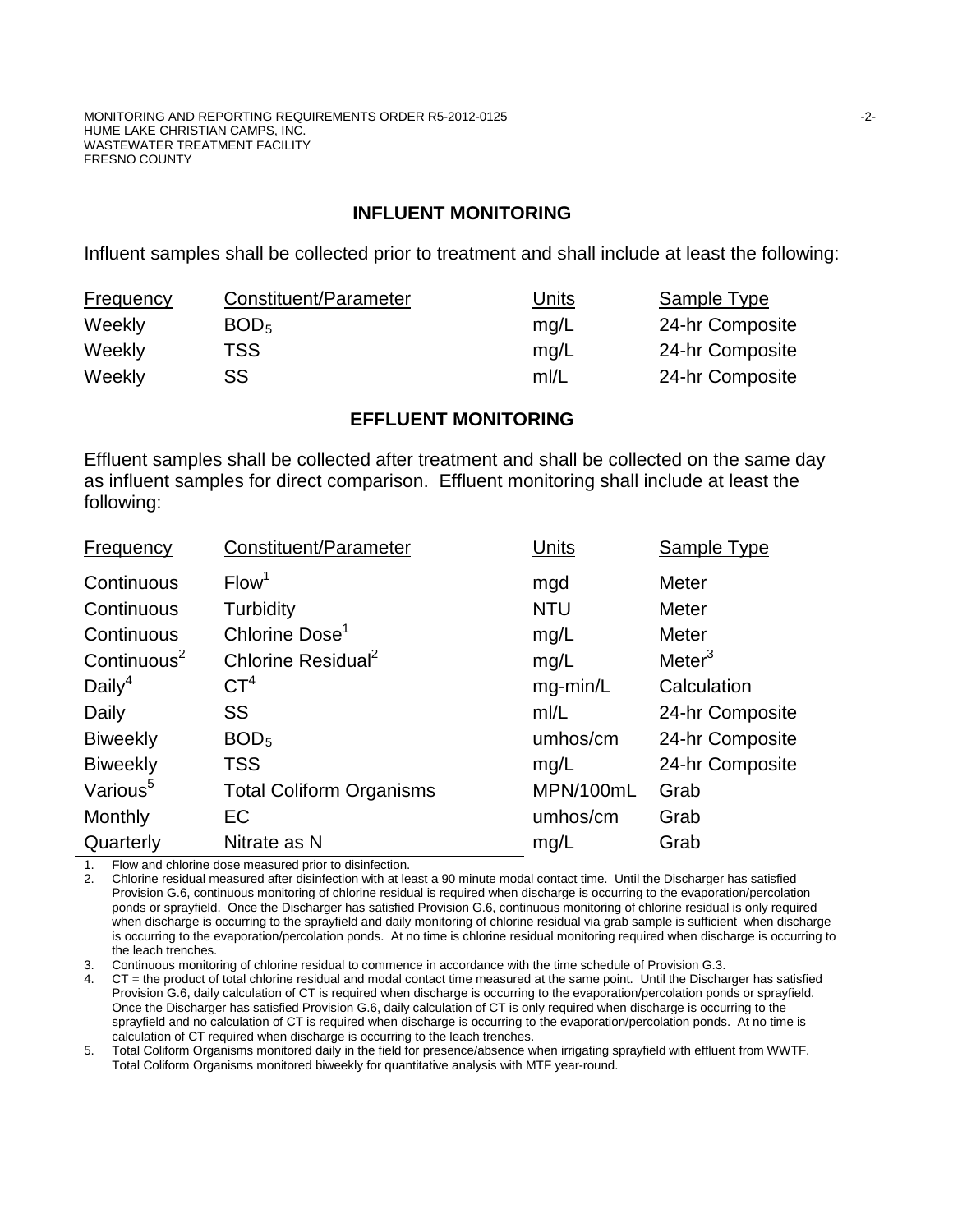## INFLUENT MONITORING

Influent samples shall be collected prior to treatment and shall include at least the following:

| Frequency | Constituent/Parameter | Units | Sample Type |
|---|---|---|---|
| Weekly | $BOD_5$ | mg/L | 24-hr Composite |
| Weekly | TSS | mg/L | 24-hr Composite |
| Weekly | SS | ml/L | 24-hr Composite |

## EFFLUENT MONITORING

Effluent samples shall be collected after treatment and shall be collected on the same day as influent samples for direct comparison. Effluent monitoring shall include at least the following:

| Frequency | Constituent/Parameter | Units | Sample Type |
|---|---|---|---|
| Continuous | Flow[1] | mgd | Meter |
| Continuous | Turbidity | NTU | Meter |
| Continuous | Chlorine Dose[1] | mg/L | Meter |
| Continuous[2] | Chlorine Residual[2] | mg/L | Meter[3] |
| Daily[4] | CT[4] | mg-min/L | Calculation |
| Daily | SS | ml/L | 24-hr Composite |
| Biweekly | $BOD_5$ | umhos/cm | 24-hr Composite |
| Biweekly | TSS | mg/L | 24-hr Composite |
| Various[5] | Total Coliform Organisms | MPN/100mL | Grab |
| Monthly | EC | umhos/cm | Grab |
| Quarterly | Nitrate as N | mg/L | Grab |

1. Flow and chlorine dose measured prior to disinfection.
2. Chlorine residual measured after disinfection with at least a 90 minute modal contact time. Until the Discharger has satisfied Provision G.6, continuous monitoring of chlorine residual is required when discharge is occurring to the evaporation/percolation ponds or sprayfield. Once the Discharger has satisfied Provision G.6, continuous monitoring of chlorine residual is only required when discharge is occurring to the sprayfield and daily monitoring of chlorine residual via grab sample is sufficient when discharge is occurring to the evaporation/percolation ponds. At no time is chlorine residual monitoring required when discharge is occurring to the leach trenches.
3. Continuous monitoring of chlorine residual to commence in accordance with the time schedule of Provision G.3.
4. CT = the product of total chlorine residual and modal contact time measured at the same point. Until the Discharger has satisfied Provision G.6, daily calculation of CT is required when discharge is occurring to the evaporation/percolation ponds or sprayfield. Once the Discharger has satisfied Provision G.6, daily calculation of CT is only required when discharge is occurring to the sprayfield and no calculation of CT is required when discharge is occurring to the evaporation/percolation ponds. At no time is calculation of CT required when discharge is occurring to the leach trenches.
5. Total Coliform Organisms monitored daily in the field for presence/absence when irrigating sprayfield with effluent from WWTF. Total Coliform Organisms monitored biweekly for quantitative analysis with MTF year-round.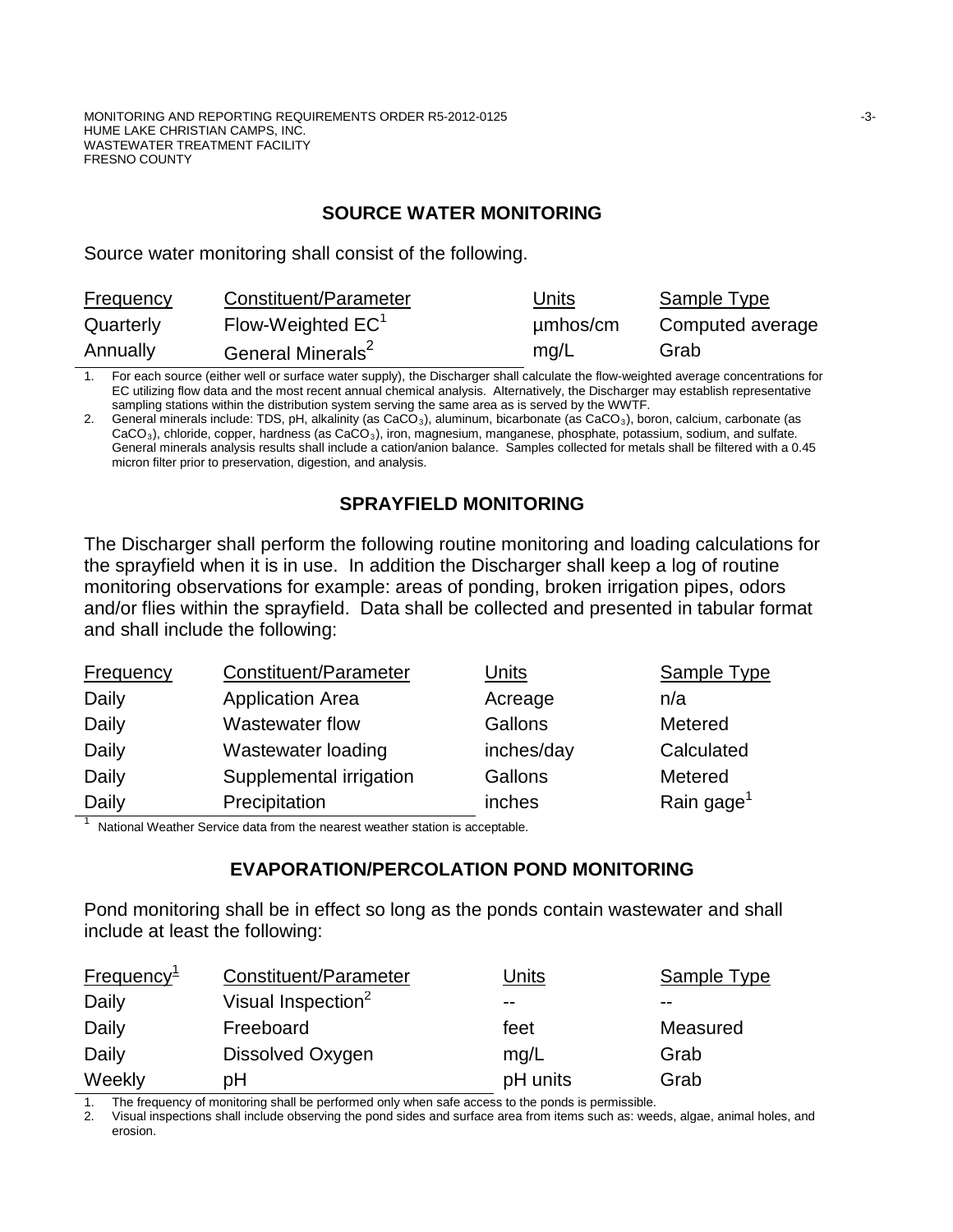## SOURCE WATER MONITORING

Source water monitoring shall consist of the following.

| Frequency | Constituent/Parameter | Units | Sample Type |
|---|---|---|---|
| Quarterly | Flow-Weighted EC[1] | µmhos/cm | Computed average |
| Annually | General Minerals[2] | mg/L | Grab |

1. For each source (either well or surface water supply), the Discharger shall calculate the flow-weighted average concentrations for EC utilizing flow data and the most recent annual chemical analysis. Alternatively, the Discharger may establish representative sampling stations within the distribution system serving the same area as is served by the WWTF.
2. General minerals include: TDS, pH, alkalinity (as $CaCO_3$), aluminum, bicarbonate (as $CaCO_3$), boron, calcium, carbonate (as $CaCO_3$), chloride, copper, hardness (as $CaCO_3$), iron, magnesium, manganese, phosphate, potassium, sodium, and sulfate. General minerals analysis results shall include a cation/anion balance. Samples collected for metals shall be filtered with a 0.45 micron filter prior to preservation, digestion, and analysis.

## SPRAYFIELD MONITORING

The Discharger shall perform the following routine monitoring and loading calculations for the sprayfield when it is in use. In addition the Discharger shall keep a log of routine monitoring observations for example: areas of ponding, broken irrigation pipes, odors and/or flies within the sprayfield. Data shall be collected and presented in tabular format and shall include the following:

| Frequency | Constituent/Parameter | Units | Sample Type |
|---|---|---|---|
| Daily | Application Area | Acreage | n/a |
| Daily | Wastewater flow | Gallons | Metered |
| Daily | Wastewater loading | inches/day | Calculated |
| Daily | Supplemental irrigation | Gallons | Metered |
| Daily | Precipitation | inches | Rain gage[1] |

1. National Weather Service data from the nearest weather station is acceptable.

## EVAPORATION/PERCOLATION POND MONITORING

Pond monitoring shall be in effect so long as the ponds contain wastewater and shall include at least the following:

| Frequency[1] | Constituent/Parameter | Units | Sample Type |
|---|---|---|---|
| Daily | Visual Inspection[2] | -- | -- |
| Daily | Freeboard | feet | Measured |
| Daily | Dissolved Oxygen | mg/L | Grab |
| Weekly | pH | pH units | Grab |

1. The frequency of monitoring shall be performed only when safe access to the ponds is permissible.
2. Visual inspections shall include observing the pond sides and surface area from items such as: weeds, algae, animal holes, and erosion.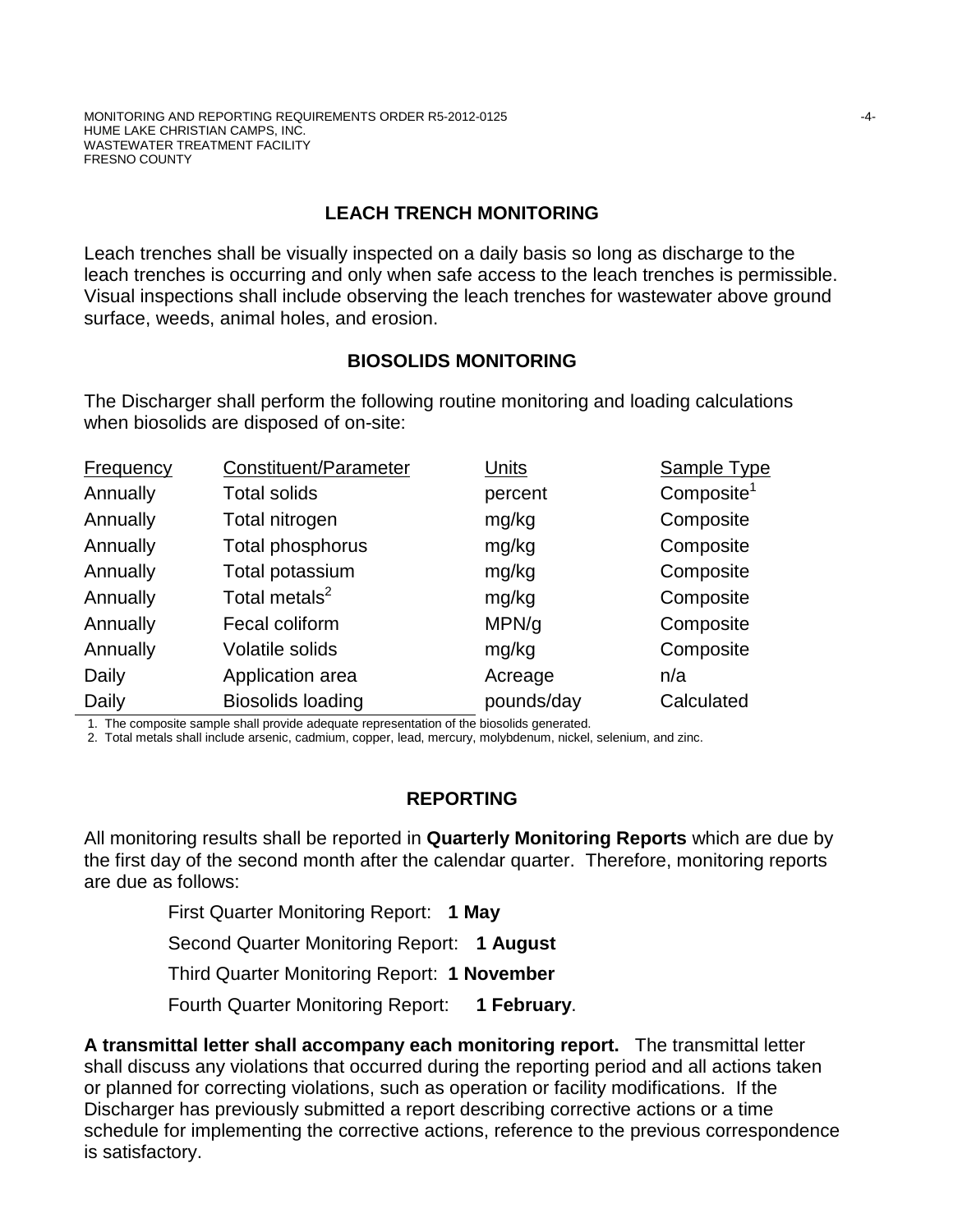## LEACH TRENCH MONITORING

Leach trenches shall be visually inspected on a daily basis so long as discharge to the leach trenches is occurring and only when safe access to the leach trenches is permissible. Visual inspections shall include observing the leach trenches for wastewater above ground surface, weeds, animal holes, and erosion.

## BIOSOLIDS MONITORING

The Discharger shall perform the following routine monitoring and loading calculations when biosolids are disposed of on-site:

| Frequency | Constituent/Parameter | Units | Sample Type |
|---|---|---|---|
| Annually | Total solids | percent | Composite[1] |
| Annually | Total nitrogen | mg/kg | Composite |
| Annually | Total phosphorus | mg/kg | Composite |
| Annually | Total potassium | mg/kg | Composite |
| Annually | Total metals[2] | mg/kg | Composite |
| Annually | Fecal coliform | MPN/g | Composite |
| Annually | Volatile solids | mg/kg | Composite |
| Daily | Application area | Acreage | n/a |
| Daily | Biosolids loading | pounds/day | Calculated |

1. The composite sample shall provide adequate representation of the biosolids generated.
2. Total metals shall include arsenic, cadmium, copper, lead, mercury, molybdenum, nickel, selenium, and zinc.

## REPORTING

All monitoring results shall be reported in **Quarterly Monitoring Reports** which are due by the first day of the second month after the calendar quarter. Therefore, monitoring reports are due as follows:

First Quarter Monitoring Report: **1 May**

Second Quarter Monitoring Report: **1 August**

Third Quarter Monitoring Report: **1 November**

Fourth Quarter Monitoring Report: **1 February**.

**A transmittal letter shall accompany each monitoring report.** The transmittal letter shall discuss any violations that occurred during the reporting period and all actions taken or planned for correcting violations, such as operation or facility modifications. If the Discharger has previously submitted a report describing corrective actions or a time schedule for implementing the corrective actions, reference to the previous correspondence is satisfactory.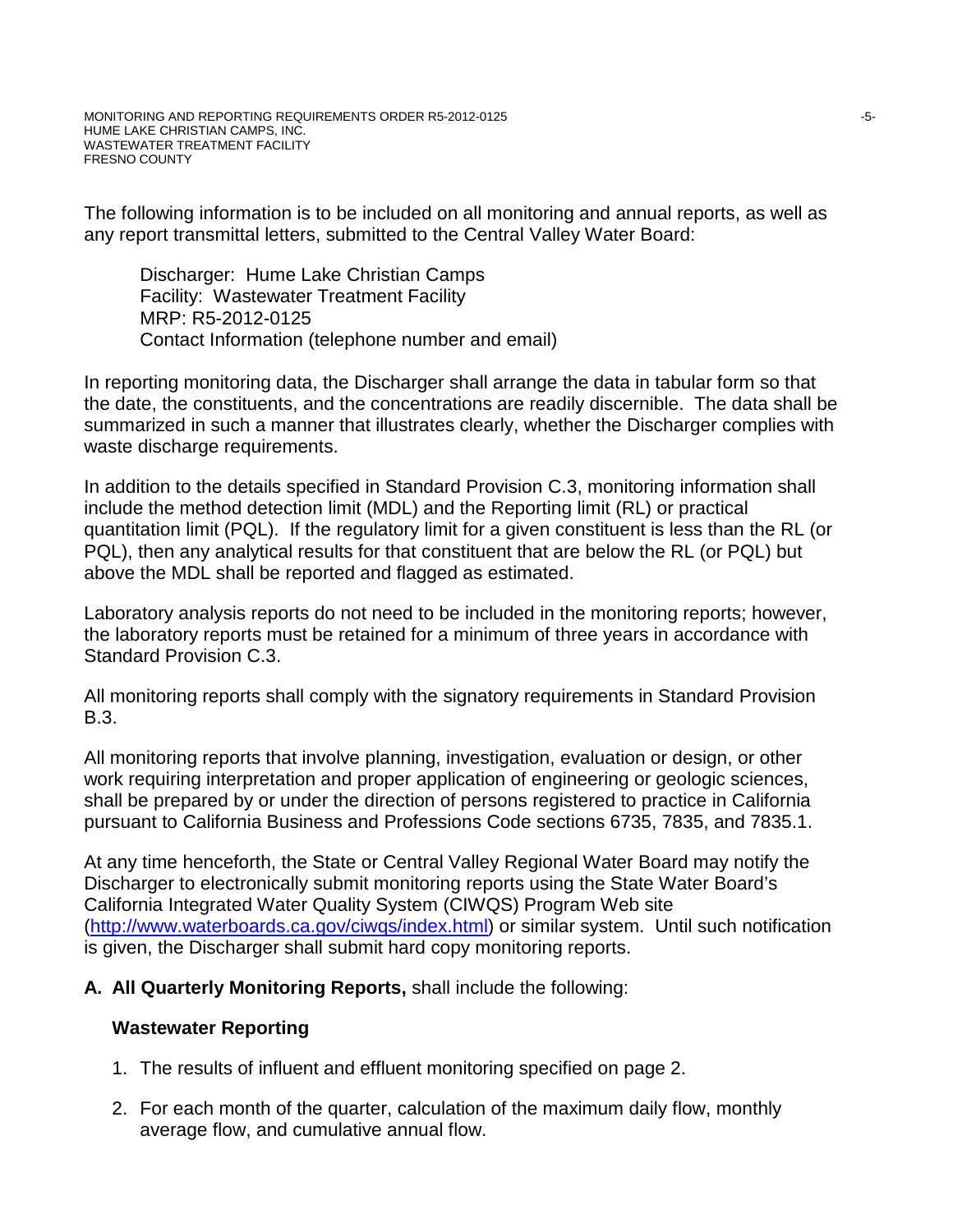The following information is to be included on all monitoring and annual reports, as well as any report transmittal letters, submitted to the Central Valley Water Board:

Discharger: Hume Lake Christian Camps
Facility: Wastewater Treatment Facility
MRP: R5-2012-0125
Contact Information (telephone number and email)

In reporting monitoring data, the Discharger shall arrange the data in tabular form so that the date, the constituents, and the concentrations are readily discernible. The data shall be summarized in such a manner that illustrates clearly, whether the Discharger complies with waste discharge requirements.

In addition to the details specified in Standard Provision C.3, monitoring information shall include the method detection limit (MDL) and the Reporting limit (RL) or practical quantitation limit (PQL). If the regulatory limit for a given constituent is less than the RL (or PQL), then any analytical results for that constituent that are below the RL (or PQL) but above the MDL shall be reported and flagged as estimated.

Laboratory analysis reports do not need to be included in the monitoring reports; however, the laboratory reports must be retained for a minimum of three years in accordance with Standard Provision C.3.

All monitoring reports shall comply with the signatory requirements in Standard Provision B.3.

All monitoring reports that involve planning, investigation, evaluation or design, or other work requiring interpretation and proper application of engineering or geologic sciences, shall be prepared by or under the direction of persons registered to practice in California pursuant to California Business and Professions Code sections 6735, 7835, and 7835.1.

At any time henceforth, the State or Central Valley Regional Water Board may notify the Discharger to electronically submit monitoring reports using the State Water Board's California Integrated Water Quality System (CIWQS) Program Web site (http://www.waterboards.ca.gov/ciwqs/index.html) or similar system. Until such notification is given, the Discharger shall submit hard copy monitoring reports.

**A. All Quarterly Monitoring Reports,** shall include the following:

**Wastewater Reporting**

1. The results of influent and effluent monitoring specified on page 2.
2. For each month of the quarter, calculation of the maximum daily flow, monthly average flow, and cumulative annual flow.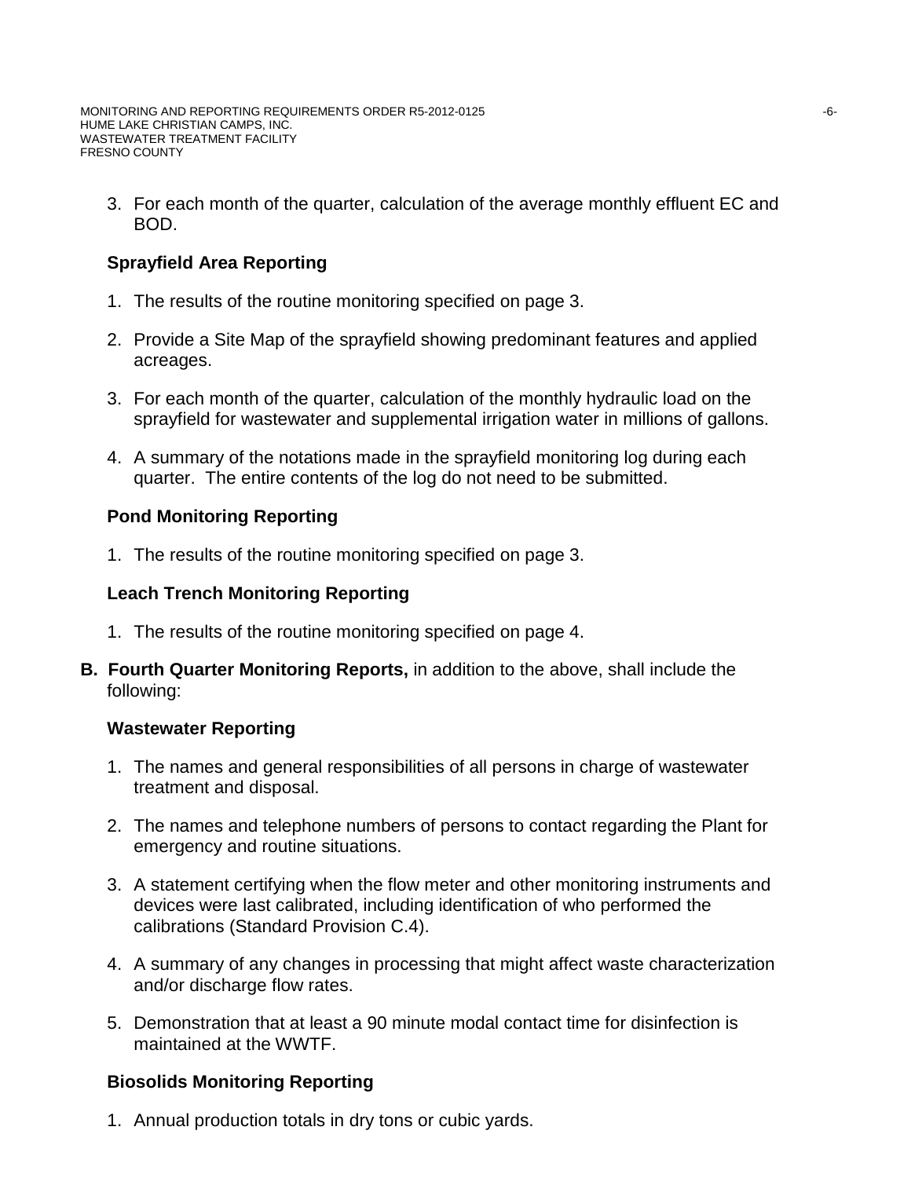3. For each month of the quarter, calculation of the average monthly effluent EC and BOD.

**Sprayfield Area Reporting**

1. The results of the routine monitoring specified on page 3.

2. Provide a Site Map of the sprayfield showing predominant features and applied acreages.

3. For each month of the quarter, calculation of the monthly hydraulic load on the sprayfield for wastewater and supplemental irrigation water in millions of gallons.

4. A summary of the notations made in the sprayfield monitoring log during each quarter. The entire contents of the log do not need to be submitted.

**Pond Monitoring Reporting**

1. The results of the routine monitoring specified on page 3.

**Leach Trench Monitoring Reporting**

1. The results of the routine monitoring specified on page 4.

**B. Fourth Quarter Monitoring Reports,** in addition to the above, shall include the following:

**Wastewater Reporting**

1. The names and general responsibilities of all persons in charge of wastewater treatment and disposal.

2. The names and telephone numbers of persons to contact regarding the Plant for emergency and routine situations.

3. A statement certifying when the flow meter and other monitoring instruments and devices were last calibrated, including identification of who performed the calibrations (Standard Provision C.4).

4. A summary of any changes in processing that might affect waste characterization and/or discharge flow rates.

5. Demonstration that at least a 90 minute modal contact time for disinfection is maintained at the WWTF.

**Biosolids Monitoring Reporting**

1. Annual production totals in dry tons or cubic yards.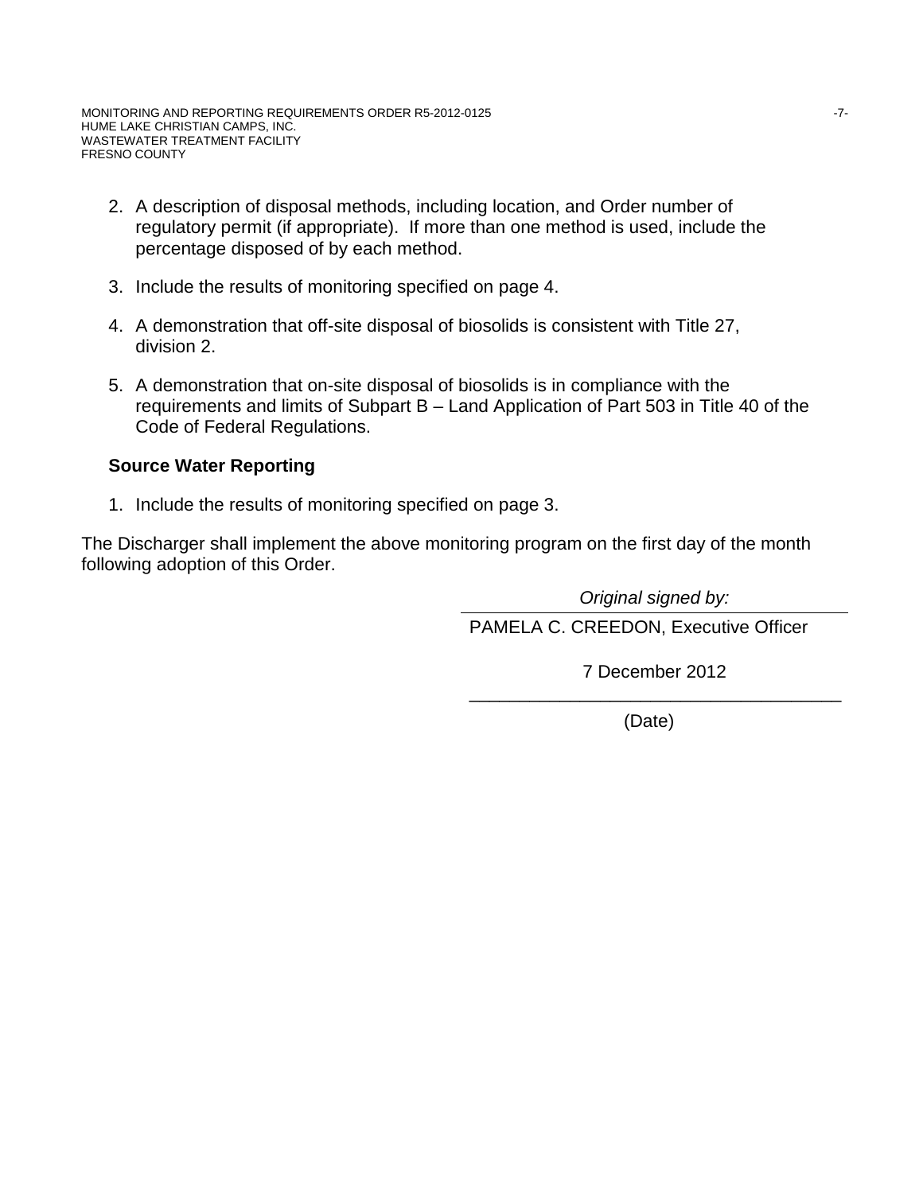2. A description of disposal methods, including location, and Order number of regulatory permit (if appropriate). If more than one method is used, include the percentage disposed of by each method.

3. Include the results of monitoring specified on page 4.

4. A demonstration that off-site disposal of biosolids is consistent with Title 27, division 2.

5. A demonstration that on-site disposal of biosolids is in compliance with the requirements and limits of Subpart B – Land Application of Part 503 in Title 40 of the Code of Federal Regulations.

**Source Water Reporting**

1. Include the results of monitoring specified on page 3.

The Discharger shall implement the above monitoring program on the first day of the month following adoption of this Order.

*Original signed by:*

PAMELA C. CREEDON, Executive Officer

7 December 2012

(Date)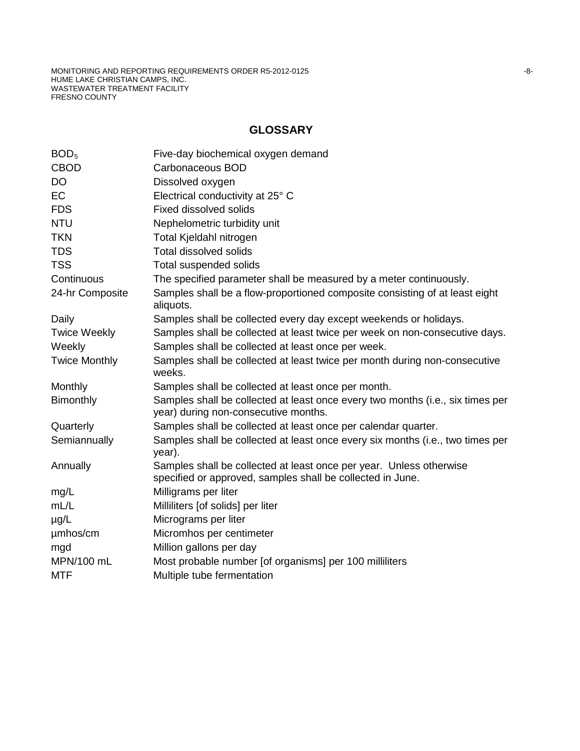## GLOSSARY

| | |
|---|---|
| $BOD_5$ | Five-day biochemical oxygen demand |
| CBOD | Carbonaceous BOD |
| DO | Dissolved oxygen |
| EC | Electrical conductivity at 25° C |
| FDS | Fixed dissolved solids |
| NTU | Nephelometric turbidity unit |
| TKN | Total Kjeldahl nitrogen |
| TDS | Total dissolved solids |
| TSS | Total suspended solids |
| Continuous | The specified parameter shall be measured by a meter continuously. |
| 24-hr Composite | Samples shall be a flow-proportioned composite consisting of at least eight aliquots. |
| Daily | Samples shall be collected every day except weekends or holidays. |
| Twice Weekly | Samples shall be collected at least twice per week on non-consecutive days. |
| Weekly | Samples shall be collected at least once per week. |
| Twice Monthly | Samples shall be collected at least twice per month during non-consecutive weeks. |
| Monthly | Samples shall be collected at least once per month. |
| Bimonthly | Samples shall be collected at least once every two months (i.e., six times per year) during non-consecutive months. |
| Quarterly | Samples shall be collected at least once per calendar quarter. |
| Semiannually | Samples shall be collected at least once every six months (i.e., two times per year). |
| Annually | Samples shall be collected at least once per year. Unless otherwise specified or approved, samples shall be collected in June. |
| mg/L | Milligrams per liter |
| mL/L | Milliliters [of solids] per liter |
| µg/L | Micrograms per liter |
| µmhos/cm | Micromhos per centimeter |
| mgd | Million gallons per day |
| MPN/100 mL | Most probable number [of organisms] per 100 milliliters |
| MTF | Multiple tube fermentation |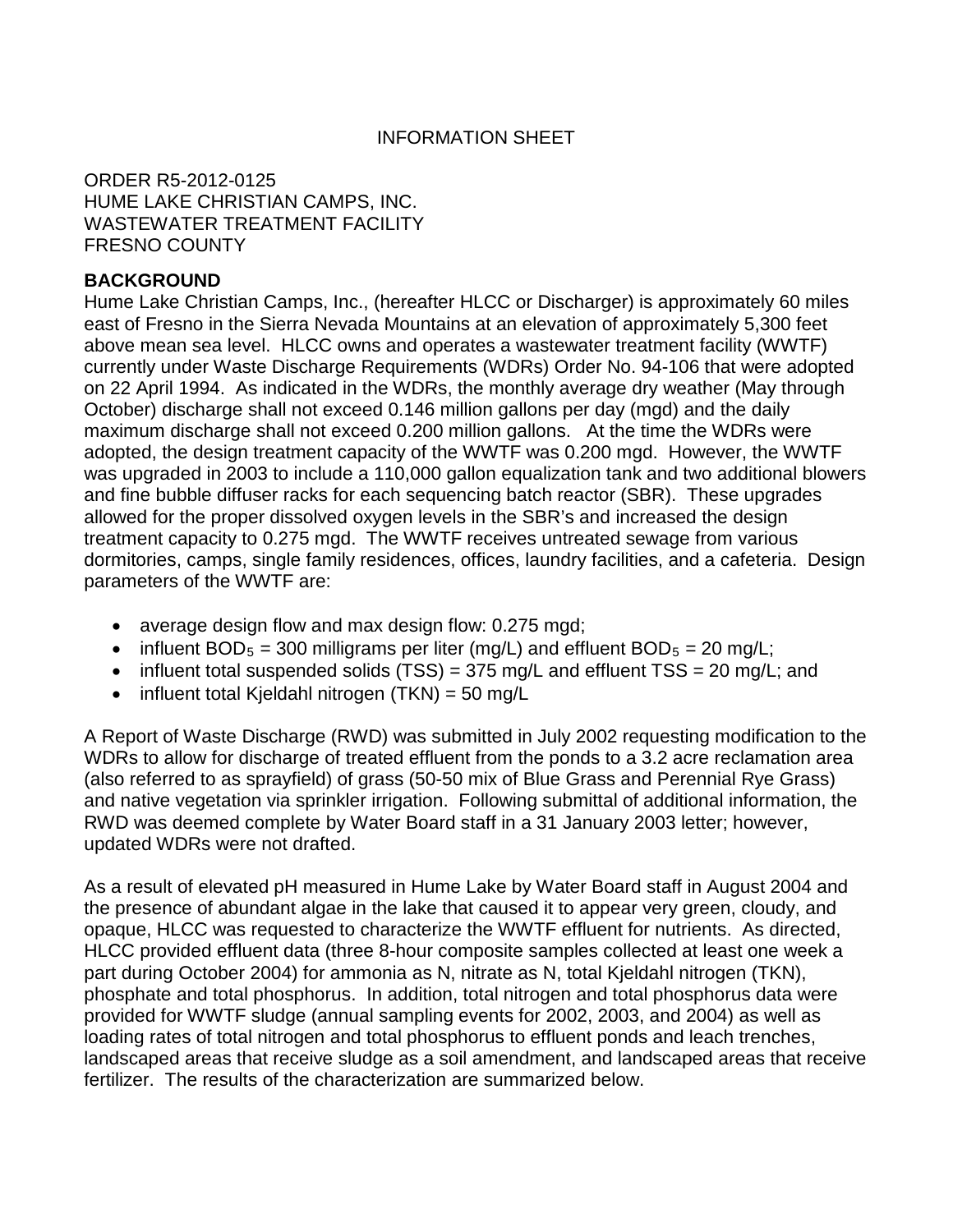INFORMATION SHEET

ORDER R5-2012-0125
HUME LAKE CHRISTIAN CAMPS, INC.
WASTEWATER TREATMENT FACILITY
FRESNO COUNTY

**BACKGROUND**

Hume Lake Christian Camps, Inc., (hereafter HLCC or Discharger) is approximately 60 miles east of Fresno in the Sierra Nevada Mountains at an elevation of approximately 5,300 feet above mean sea level. HLCC owns and operates a wastewater treatment facility (WWTF) currently under Waste Discharge Requirements (WDRs) Order No. 94-106 that were adopted on 22 April 1994. As indicated in the WDRs, the monthly average dry weather (May through October) discharge shall not exceed 0.146 million gallons per day (mgd) and the daily maximum discharge shall not exceed 0.200 million gallons. At the time the WDRs were adopted, the design treatment capacity of the WWTF was 0.200 mgd. However, the WWTF was upgraded in 2003 to include a 110,000 gallon equalization tank and two additional blowers and fine bubble diffuser racks for each sequencing batch reactor (SBR). These upgrades allowed for the proper dissolved oxygen levels in the SBR's and increased the design treatment capacity to 0.275 mgd. The WWTF receives untreated sewage from various dormitories, camps, single family residences, offices, laundry facilities, and a cafeteria. Design parameters of the WWTF are:

- average design flow and max design flow: 0.275 mgd;
- influent $BOD_5$ = 300 milligrams per liter (mg/L) and effluent $BOD_5$ = 20 mg/L;
- influent total suspended solids (TSS) = 375 mg/L and effluent TSS = 20 mg/L; and
- influent total Kjeldahl nitrogen (TKN) = 50 mg/L

A Report of Waste Discharge (RWD) was submitted in July 2002 requesting modification to the WDRs to allow for discharge of treated effluent from the ponds to a 3.2 acre reclamation area (also referred to as sprayfield) of grass (50-50 mix of Blue Grass and Perennial Rye Grass) and native vegetation via sprinkler irrigation. Following submittal of additional information, the RWD was deemed complete by Water Board staff in a 31 January 2003 letter; however, updated WDRs were not drafted.

As a result of elevated pH measured in Hume Lake by Water Board staff in August 2004 and the presence of abundant algae in the lake that caused it to appear very green, cloudy, and opaque, HLCC was requested to characterize the WWTF effluent for nutrients. As directed, HLCC provided effluent data (three 8-hour composite samples collected at least one week a part during October 2004) for ammonia as N, nitrate as N, total Kjeldahl nitrogen (TKN), phosphate and total phosphorus. In addition, total nitrogen and total phosphorus data were provided for WWTF sludge (annual sampling events for 2002, 2003, and 2004) as well as loading rates of total nitrogen and total phosphorus to effluent ponds and leach trenches, landscaped areas that receive sludge as a soil amendment, and landscaped areas that receive fertilizer. The results of the characterization are summarized below.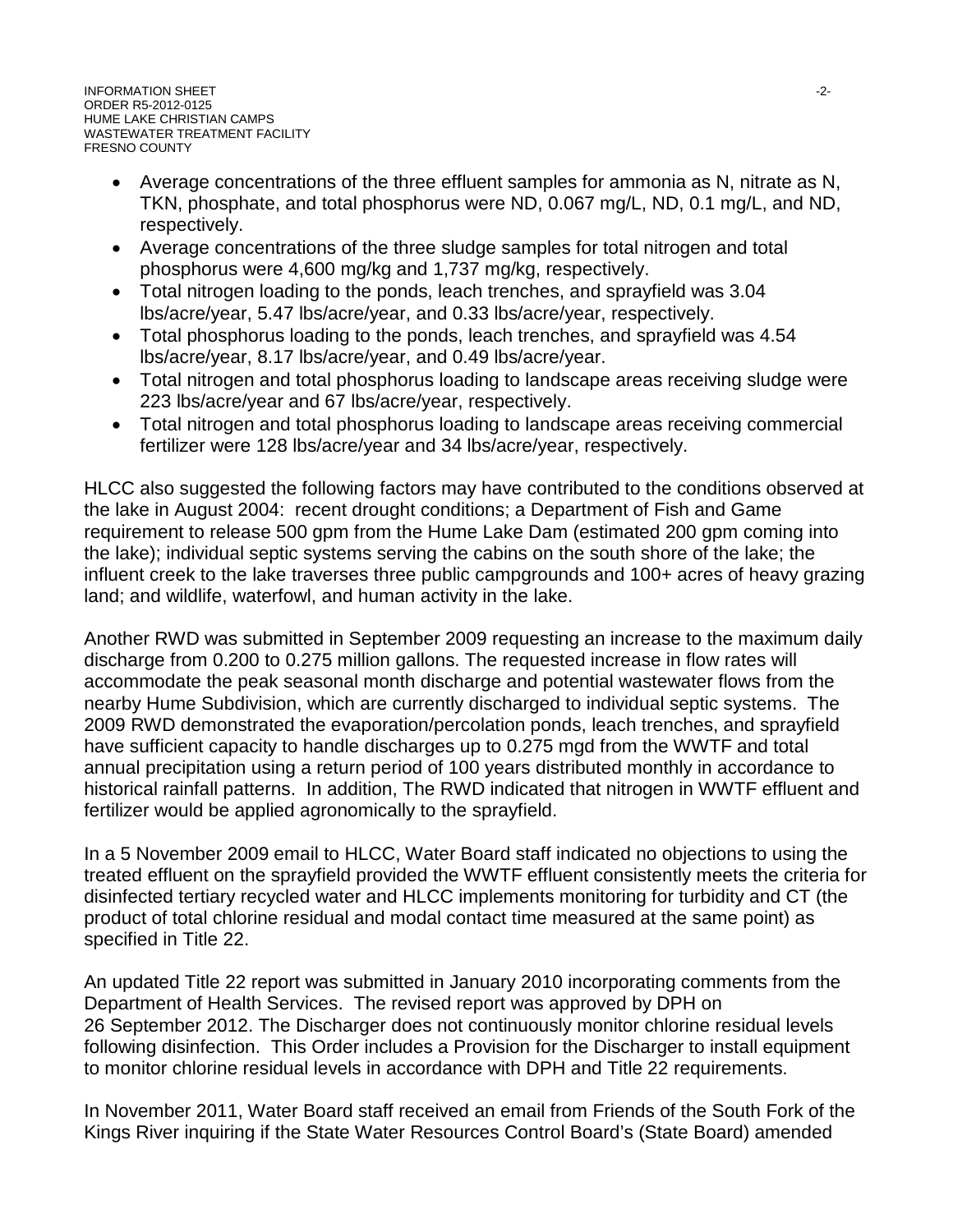- Average concentrations of the three effluent samples for ammonia as N, nitrate as N, TKN, phosphate, and total phosphorus were ND, 0.067 mg/L, ND, 0.1 mg/L, and ND, respectively.
- Average concentrations of the three sludge samples for total nitrogen and total phosphorus were 4,600 mg/kg and 1,737 mg/kg, respectively.
- Total nitrogen loading to the ponds, leach trenches, and sprayfield was 3.04 lbs/acre/year, 5.47 lbs/acre/year, and 0.33 lbs/acre/year, respectively.
- Total phosphorus loading to the ponds, leach trenches, and sprayfield was 4.54 lbs/acre/year, 8.17 lbs/acre/year, and 0.49 lbs/acre/year.
- Total nitrogen and total phosphorus loading to landscape areas receiving sludge were 223 lbs/acre/year and 67 lbs/acre/year, respectively.
- Total nitrogen and total phosphorus loading to landscape areas receiving commercial fertilizer were 128 lbs/acre/year and 34 lbs/acre/year, respectively.

HLCC also suggested the following factors may have contributed to the conditions observed at the lake in August 2004: recent drought conditions; a Department of Fish and Game requirement to release 500 gpm from the Hume Lake Dam (estimated 200 gpm coming into the lake); individual septic systems serving the cabins on the south shore of the lake; the influent creek to the lake traverses three public campgrounds and 100+ acres of heavy grazing land; and wildlife, waterfowl, and human activity in the lake.

Another RWD was submitted in September 2009 requesting an increase to the maximum daily discharge from 0.200 to 0.275 million gallons. The requested increase in flow rates will accommodate the peak seasonal month discharge and potential wastewater flows from the nearby Hume Subdivision, which are currently discharged to individual septic systems. The 2009 RWD demonstrated the evaporation/percolation ponds, leach trenches, and sprayfield have sufficient capacity to handle discharges up to 0.275 mgd from the WWTF and total annual precipitation using a return period of 100 years distributed monthly in accordance to historical rainfall patterns. In addition, The RWD indicated that nitrogen in WWTF effluent and fertilizer would be applied agronomically to the sprayfield.

In a 5 November 2009 email to HLCC, Water Board staff indicated no objections to using the treated effluent on the sprayfield provided the WWTF effluent consistently meets the criteria for disinfected tertiary recycled water and HLCC implements monitoring for turbidity and CT (the product of total chlorine residual and modal contact time measured at the same point) as specified in Title 22.

An updated Title 22 report was submitted in January 2010 incorporating comments from the Department of Health Services. The revised report was approved by DPH on 26 September 2012. The Discharger does not continuously monitor chlorine residual levels following disinfection. This Order includes a Provision for the Discharger to install equipment to monitor chlorine residual levels in accordance with DPH and Title 22 requirements.

In November 2011, Water Board staff received an email from Friends of the South Fork of the Kings River inquiring if the State Water Resources Control Board's (State Board) amended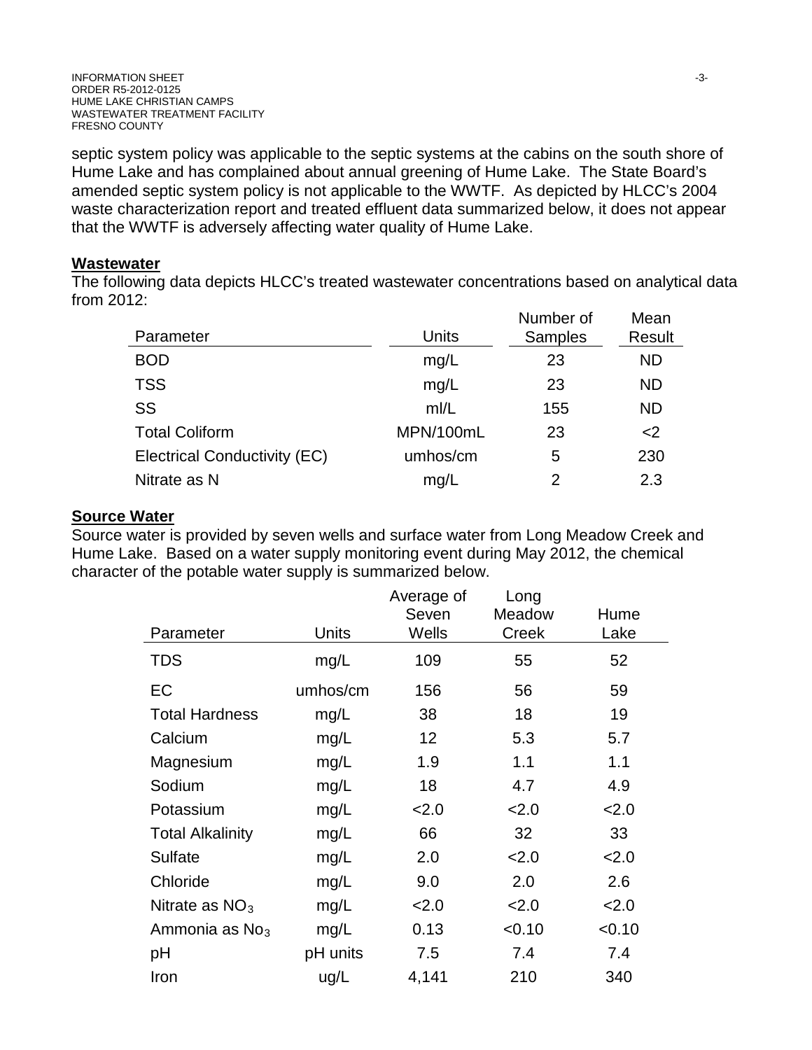septic system policy was applicable to the septic systems at the cabins on the south shore of Hume Lake and has complained about annual greening of Hume Lake. The State Board's amended septic system policy is not applicable to the WWTF. As depicted by HLCC's 2004 waste characterization report and treated effluent data summarized below, it does not appear that the WWTF is adversely affecting water quality of Hume Lake.

**Wastewater**

The following data depicts HLCC's treated wastewater concentrations based on analytical data from 2012:

| Parameter | Units | Number of Samples | Mean Result |
|---|---|---|---|
| BOD | mg/L | 23 | ND |
| TSS | mg/L | 23 | ND |
| SS | ml/L | 155 | ND |
| Total Coliform | MPN/100mL | 23 | <2 |
| Electrical Conductivity (EC) | umhos/cm | 5 | 230 |
| Nitrate as N | mg/L | 2 | 2.3 |

**Source Water**

Source water is provided by seven wells and surface water from Long Meadow Creek and Hume Lake. Based on a water supply monitoring event during May 2012, the chemical character of the potable water supply is summarized below.

| Parameter | Units | Average of Seven Wells | Long Meadow Creek | Hume Lake |
|---|---|---|---|---|
| TDS | mg/L | 109 | 55 | 52 |
| EC | umhos/cm | 156 | 56 | 59 |
| Total Hardness | mg/L | 38 | 18 | 19 |
| Calcium | mg/L | 12 | 5.3 | 5.7 |
| Magnesium | mg/L | 1.9 | 1.1 | 1.1 |
| Sodium | mg/L | 18 | 4.7 | 4.9 |
| Potassium | mg/L | <2.0 | <2.0 | <2.0 |
| Total Alkalinity | mg/L | 66 | 32 | 33 |
| Sulfate | mg/L | 2.0 | <2.0 | <2.0 |
| Chloride | mg/L | 9.0 | 2.0 | 2.6 |
| Nitrate as $NO_3$ | mg/L | <2.0 | <2.0 | <2.0 |
| Ammonia as $No_3$ | mg/L | 0.13 | <0.10 | <0.10 |
| pH | pH units | 7.5 | 7.4 | 7.4 |
| Iron | ug/L | 4,141 | 210 | 340 |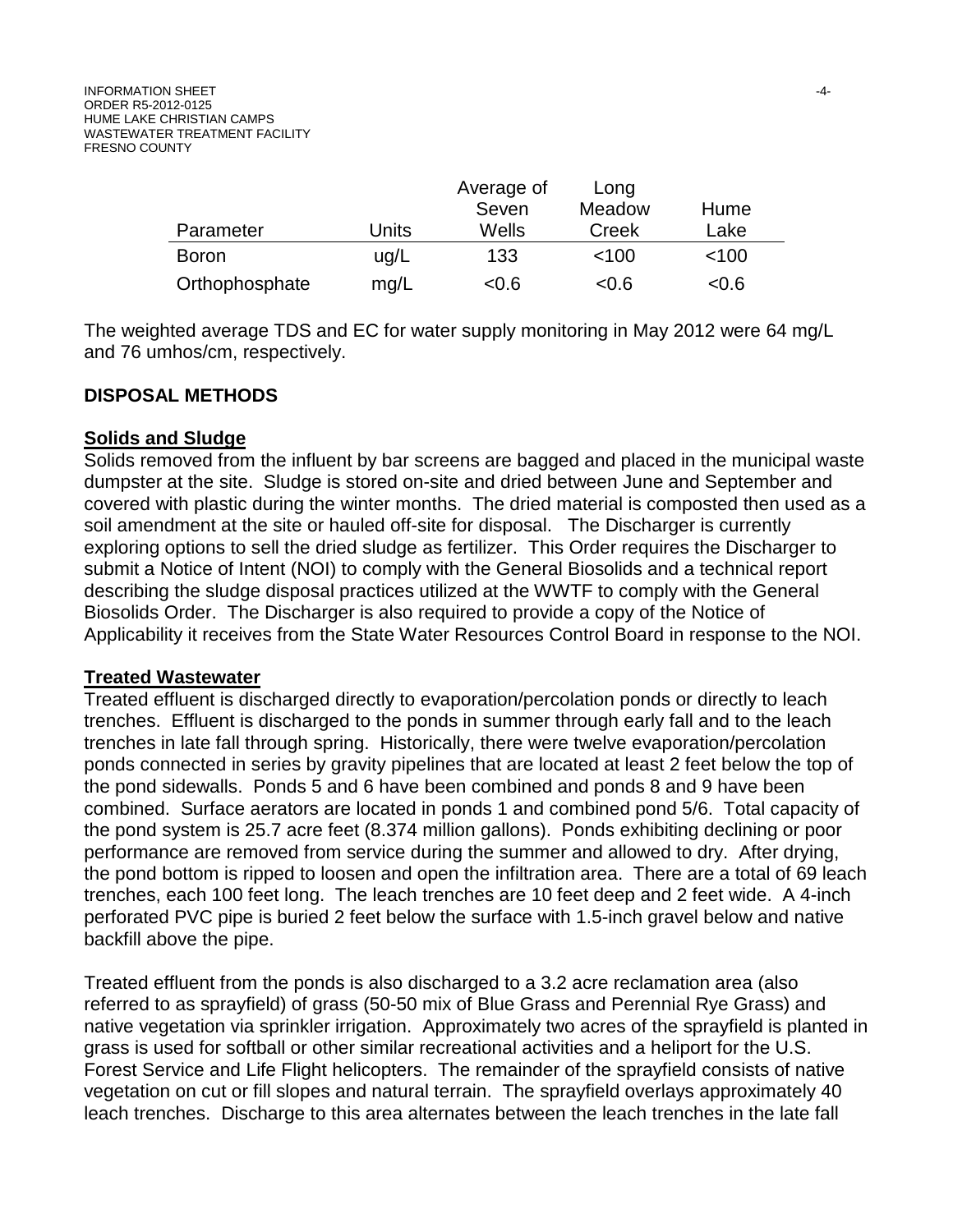| Parameter | Units | Average of Seven Wells | Long Meadow Creek | Hume Lake |
|---|---|---|---|---|
| Boron | ug/L | 133 | <100 | <100 |
| Orthophosphate | mg/L | <0.6 | <0.6 | <0.6 |

The weighted average TDS and EC for water supply monitoring in May 2012 were 64 mg/L and 76 umhos/cm, respectively.

## DISPOSAL METHODS

### Solids and Sludge

Solids removed from the influent by bar screens are bagged and placed in the municipal waste dumpster at the site. Sludge is stored on-site and dried between June and September and covered with plastic during the winter months. The dried material is composted then used as a soil amendment at the site or hauled off-site for disposal. The Discharger is currently exploring options to sell the dried sludge as fertilizer. This Order requires the Discharger to submit a Notice of Intent (NOI) to comply with the General Biosolids and a technical report describing the sludge disposal practices utilized at the WWTF to comply with the General Biosolids Order. The Discharger is also required to provide a copy of the Notice of Applicability it receives from the State Water Resources Control Board in response to the NOI.

### Treated Wastewater

Treated effluent is discharged directly to evaporation/percolation ponds or directly to leach trenches. Effluent is discharged to the ponds in summer through early fall and to the leach trenches in late fall through spring. Historically, there were twelve evaporation/percolation ponds connected in series by gravity pipelines that are located at least 2 feet below the top of the pond sidewalls. Ponds 5 and 6 have been combined and ponds 8 and 9 have been combined. Surface aerators are located in ponds 1 and combined pond 5/6. Total capacity of the pond system is 25.7 acre feet (8.374 million gallons). Ponds exhibiting declining or poor performance are removed from service during the summer and allowed to dry. After drying, the pond bottom is ripped to loosen and open the infiltration area. There are a total of 69 leach trenches, each 100 feet long. The leach trenches are 10 feet deep and 2 feet wide. A 4-inch perforated PVC pipe is buried 2 feet below the surface with 1.5-inch gravel below and native backfill above the pipe.

Treated effluent from the ponds is also discharged to a 3.2 acre reclamation area (also referred to as sprayfield) of grass (50-50 mix of Blue Grass and Perennial Rye Grass) and native vegetation via sprinkler irrigation. Approximately two acres of the sprayfield is planted in grass is used for softball or other similar recreational activities and a heliport for the U.S. Forest Service and Life Flight helicopters. The remainder of the sprayfield consists of native vegetation on cut or fill slopes and natural terrain. The sprayfield overlays approximately 40 leach trenches. Discharge to this area alternates between the leach trenches in the late fall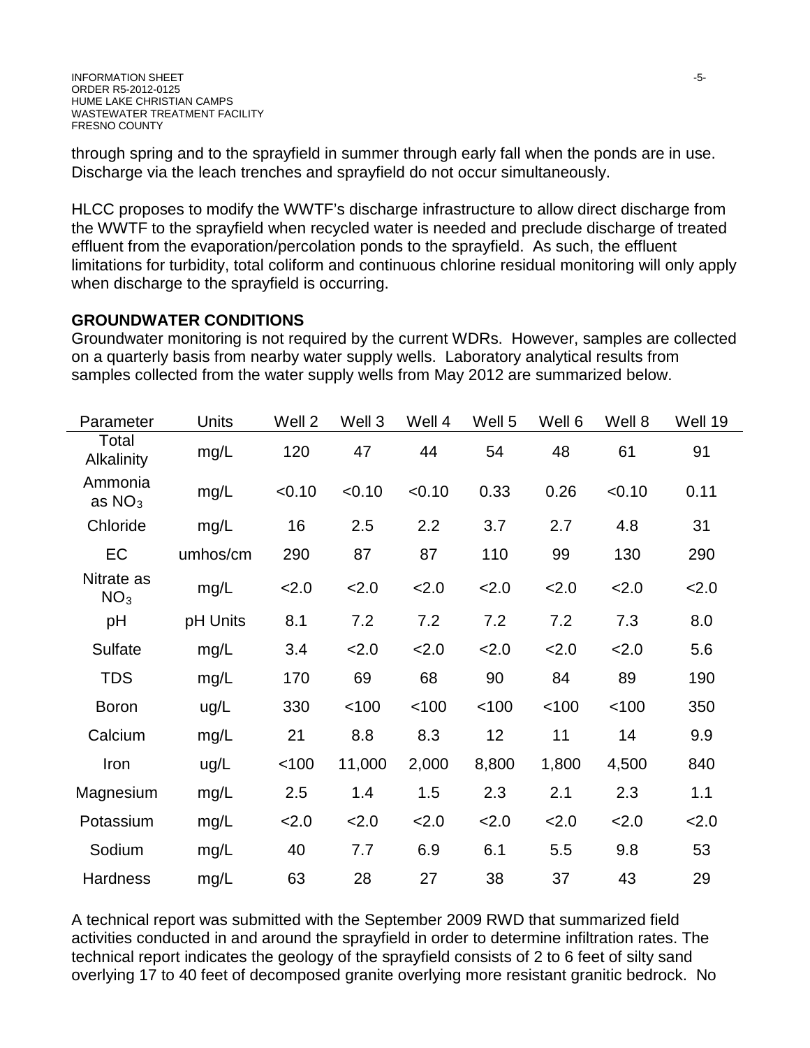through spring and to the sprayfield in summer through early fall when the ponds are in use. Discharge via the leach trenches and sprayfield do not occur simultaneously.

HLCC proposes to modify the WWTF's discharge infrastructure to allow direct discharge from the WWTF to the sprayfield when recycled water is needed and preclude discharge of treated effluent from the evaporation/percolation ponds to the sprayfield. As such, the effluent limitations for turbidity, total coliform and continuous chlorine residual monitoring will only apply when discharge to the sprayfield is occurring.

**GROUNDWATER CONDITIONS**

Groundwater monitoring is not required by the current WDRs. However, samples are collected on a quarterly basis from nearby water supply wells. Laboratory analytical results from samples collected from the water supply wells from May 2012 are summarized below.

| Parameter | Units | Well 2 | Well 3 | Well 4 | Well 5 | Well 6 | Well 8 | Well 19 |
|---|---|---|---|---|---|---|---|---|
| Total Alkalinity | mg/L | 120 | 47 | 44 | 54 | 48 | 61 | 91 |
| Ammonia as $NO_3$ | mg/L | <0.10 | <0.10 | <0.10 | 0.33 | 0.26 | <0.10 | 0.11 |
| Chloride | mg/L | 16 | 2.5 | 2.2 | 3.7 | 2.7 | 4.8 | 31 |
| EC | umhos/cm | 290 | 87 | 87 | 110 | 99 | 130 | 290 |
| Nitrate as $NO_3$ | mg/L | <2.0 | <2.0 | <2.0 | <2.0 | <2.0 | <2.0 | <2.0 |
| pH | pH Units | 8.1 | 7.2 | 7.2 | 7.2 | 7.2 | 7.3 | 8.0 |
| Sulfate | mg/L | 3.4 | <2.0 | <2.0 | <2.0 | <2.0 | <2.0 | 5.6 |
| TDS | mg/L | 170 | 69 | 68 | 90 | 84 | 89 | 190 |
| Boron | ug/L | 330 | <100 | <100 | <100 | <100 | <100 | 350 |
| Calcium | mg/L | 21 | 8.8 | 8.3 | 12 | 11 | 14 | 9.9 |
| Iron | ug/L | <100 | 11,000 | 2,000 | 8,800 | 1,800 | 4,500 | 840 |
| Magnesium | mg/L | 2.5 | 1.4 | 1.5 | 2.3 | 2.1 | 2.3 | 1.1 |
| Potassium | mg/L | <2.0 | <2.0 | <2.0 | <2.0 | <2.0 | <2.0 | <2.0 |
| Sodium | mg/L | 40 | 7.7 | 6.9 | 6.1 | 5.5 | 9.8 | 53 |
| Hardness | mg/L | 63 | 28 | 27 | 38 | 37 | 43 | 29 |

A technical report was submitted with the September 2009 RWD that summarized field activities conducted in and around the sprayfield in order to determine infiltration rates. The technical report indicates the geology of the sprayfield consists of 2 to 6 feet of silty sand overlying 17 to 40 feet of decomposed granite overlying more resistant granitic bedrock. No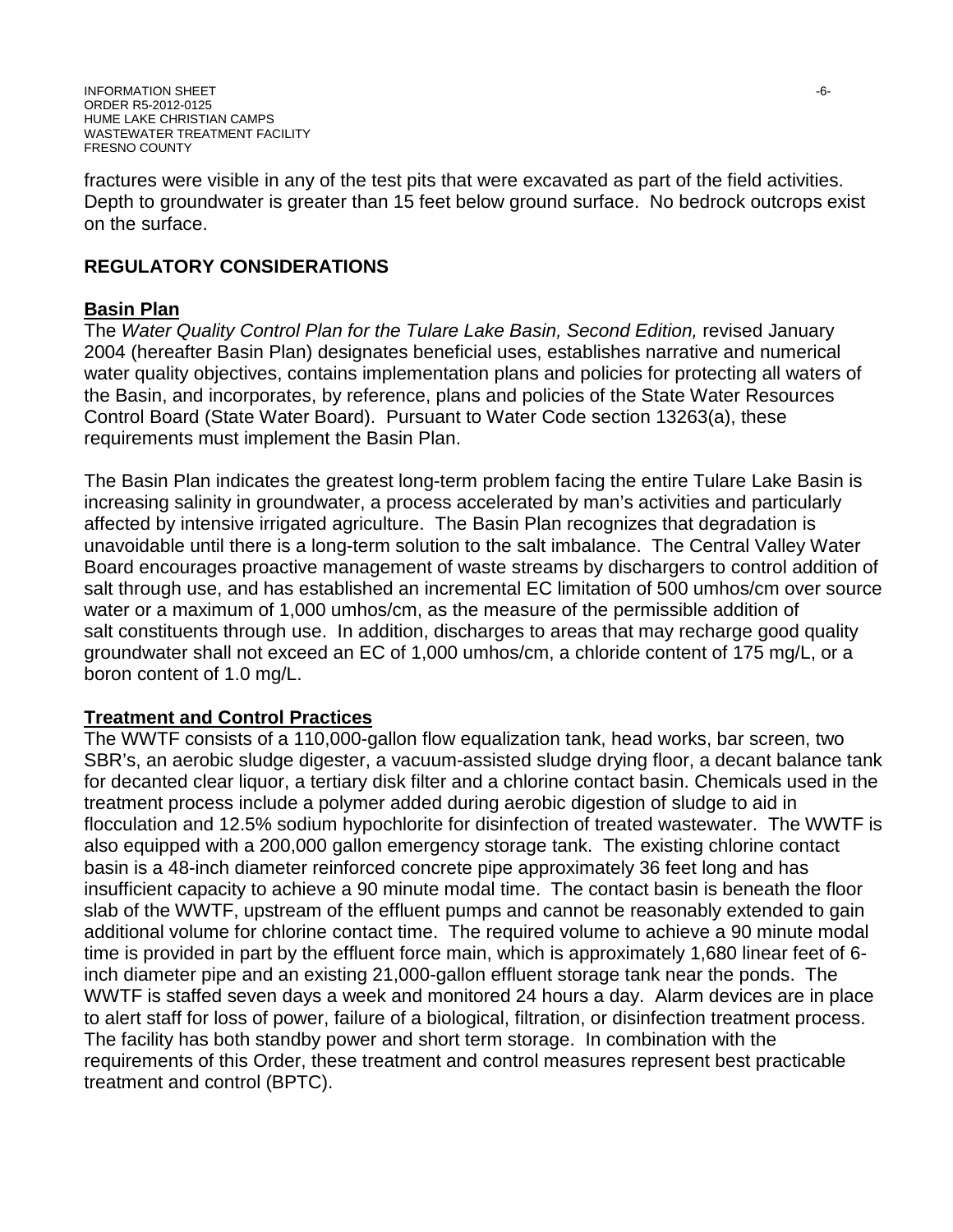fractures were visible in any of the test pits that were excavated as part of the field activities. Depth to groundwater is greater than 15 feet below ground surface. No bedrock outcrops exist on the surface.

## REGULATORY CONSIDERATIONS

### Basin Plan

The *Water Quality Control Plan for the Tulare Lake Basin, Second Edition,* revised January 2004 (hereafter Basin Plan) designates beneficial uses, establishes narrative and numerical water quality objectives, contains implementation plans and policies for protecting all waters of the Basin, and incorporates, by reference, plans and policies of the State Water Resources Control Board (State Water Board). Pursuant to Water Code section 13263(a), these requirements must implement the Basin Plan.

The Basin Plan indicates the greatest long-term problem facing the entire Tulare Lake Basin is increasing salinity in groundwater, a process accelerated by man's activities and particularly affected by intensive irrigated agriculture. The Basin Plan recognizes that degradation is unavoidable until there is a long-term solution to the salt imbalance. The Central Valley Water Board encourages proactive management of waste streams by dischargers to control addition of salt through use, and has established an incremental EC limitation of 500 umhos/cm over source water or a maximum of 1,000 umhos/cm, as the measure of the permissible addition of salt constituents through use. In addition, discharges to areas that may recharge good quality groundwater shall not exceed an EC of 1,000 umhos/cm, a chloride content of 175 mg/L, or a boron content of 1.0 mg/L.

### Treatment and Control Practices

The WWTF consists of a 110,000-gallon flow equalization tank, head works, bar screen, two SBR's, an aerobic sludge digester, a vacuum-assisted sludge drying floor, a decant balance tank for decanted clear liquor, a tertiary disk filter and a chlorine contact basin. Chemicals used in the treatment process include a polymer added during aerobic digestion of sludge to aid in flocculation and 12.5% sodium hypochlorite for disinfection of treated wastewater. The WWTF is also equipped with a 200,000 gallon emergency storage tank. The existing chlorine contact basin is a 48-inch diameter reinforced concrete pipe approximately 36 feet long and has insufficient capacity to achieve a 90 minute modal time. The contact basin is beneath the floor slab of the WWTF, upstream of the effluent pumps and cannot be reasonably extended to gain additional volume for chlorine contact time. The required volume to achieve a 90 minute modal time is provided in part by the effluent force main, which is approximately 1,680 linear feet of 6-inch diameter pipe and an existing 21,000-gallon effluent storage tank near the ponds. The WWTF is staffed seven days a week and monitored 24 hours a day. Alarm devices are in place to alert staff for loss of power, failure of a biological, filtration, or disinfection treatment process. The facility has both standby power and short term storage. In combination with the requirements of this Order, these treatment and control measures represent best practicable treatment and control (BPTC).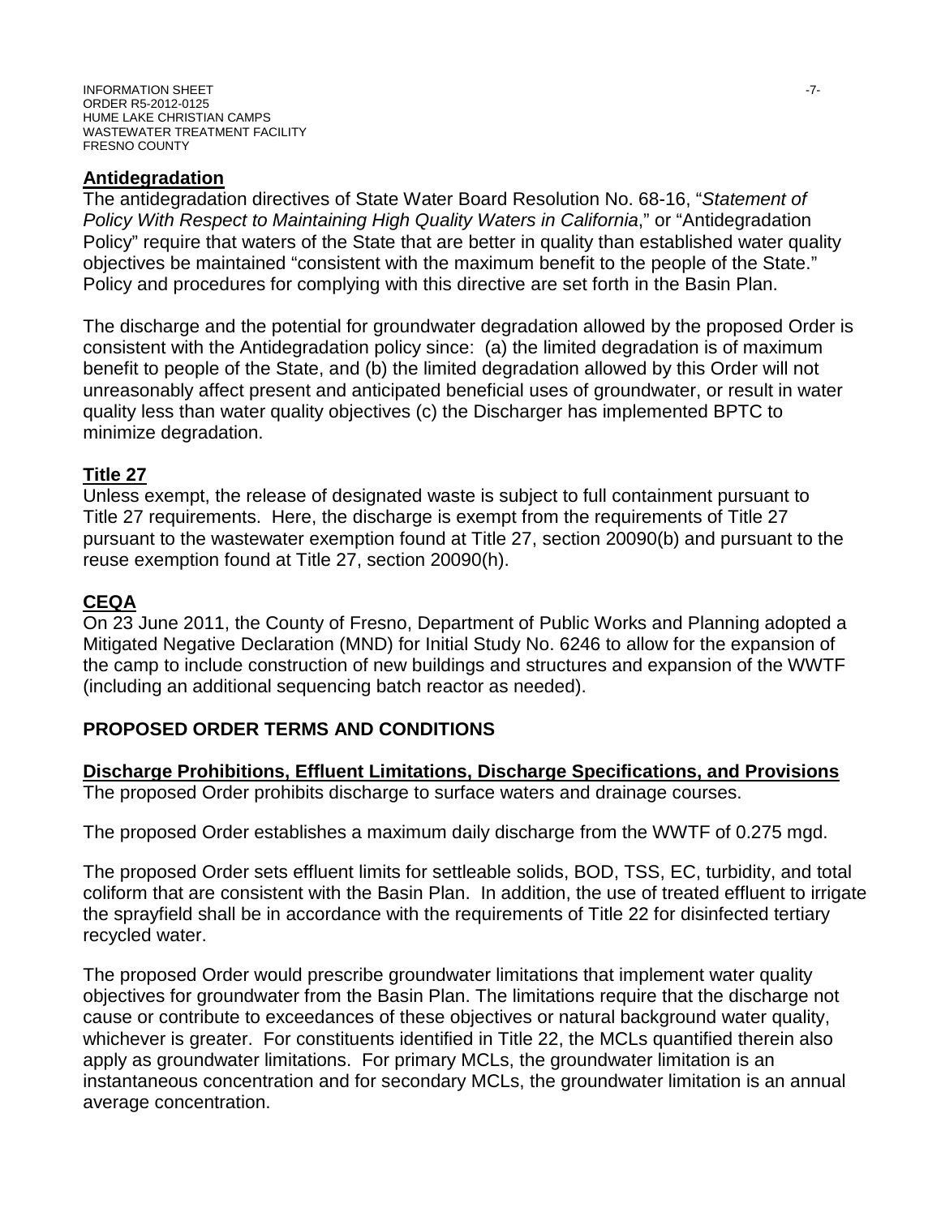## **Antidegradation**

The antidegradation directives of State Water Board Resolution No. 68-16, "*Statement of Policy With Respect to Maintaining High Quality Waters in California*," or "Antidegradation Policy" require that waters of the State that are better in quality than established water quality objectives be maintained "consistent with the maximum benefit to the people of the State." Policy and procedures for complying with this directive are set forth in the Basin Plan.

The discharge and the potential for groundwater degradation allowed by the proposed Order is consistent with the Antidegradation policy since: (a) the limited degradation is of maximum benefit to people of the State, and (b) the limited degradation allowed by this Order will not unreasonably affect present and anticipated beneficial uses of groundwater, or result in water quality less than water quality objectives (c) the Discharger has implemented BPTC to minimize degradation.

## **Title 27**

Unless exempt, the release of designated waste is subject to full containment pursuant to Title 27 requirements. Here, the discharge is exempt from the requirements of Title 27 pursuant to the wastewater exemption found at Title 27, section 20090(b) and pursuant to the reuse exemption found at Title 27, section 20090(h).

## **CEQA**

On 23 June 2011, the County of Fresno, Department of Public Works and Planning adopted a Mitigated Negative Declaration (MND) for Initial Study No. 6246 to allow for the expansion of the camp to include construction of new buildings and structures and expansion of the WWTF (including an additional sequencing batch reactor as needed).

# **PROPOSED ORDER TERMS AND CONDITIONS**

## **Discharge Prohibitions, Effluent Limitations, Discharge Specifications, and Provisions**

The proposed Order prohibits discharge to surface waters and drainage courses.

The proposed Order establishes a maximum daily discharge from the WWTF of 0.275 mgd.

The proposed Order sets effluent limits for settleable solids, BOD, TSS, EC, turbidity, and total coliform that are consistent with the Basin Plan. In addition, the use of treated effluent to irrigate the sprayfield shall be in accordance with the requirements of Title 22 for disinfected tertiary recycled water.

The proposed Order would prescribe groundwater limitations that implement water quality objectives for groundwater from the Basin Plan. The limitations require that the discharge not cause or contribute to exceedances of these objectives or natural background water quality, whichever is greater. For constituents identified in Title 22, the MCLs quantified therein also apply as groundwater limitations. For primary MCLs, the groundwater limitation is an instantaneous concentration and for secondary MCLs, the groundwater limitation is an annual average concentration.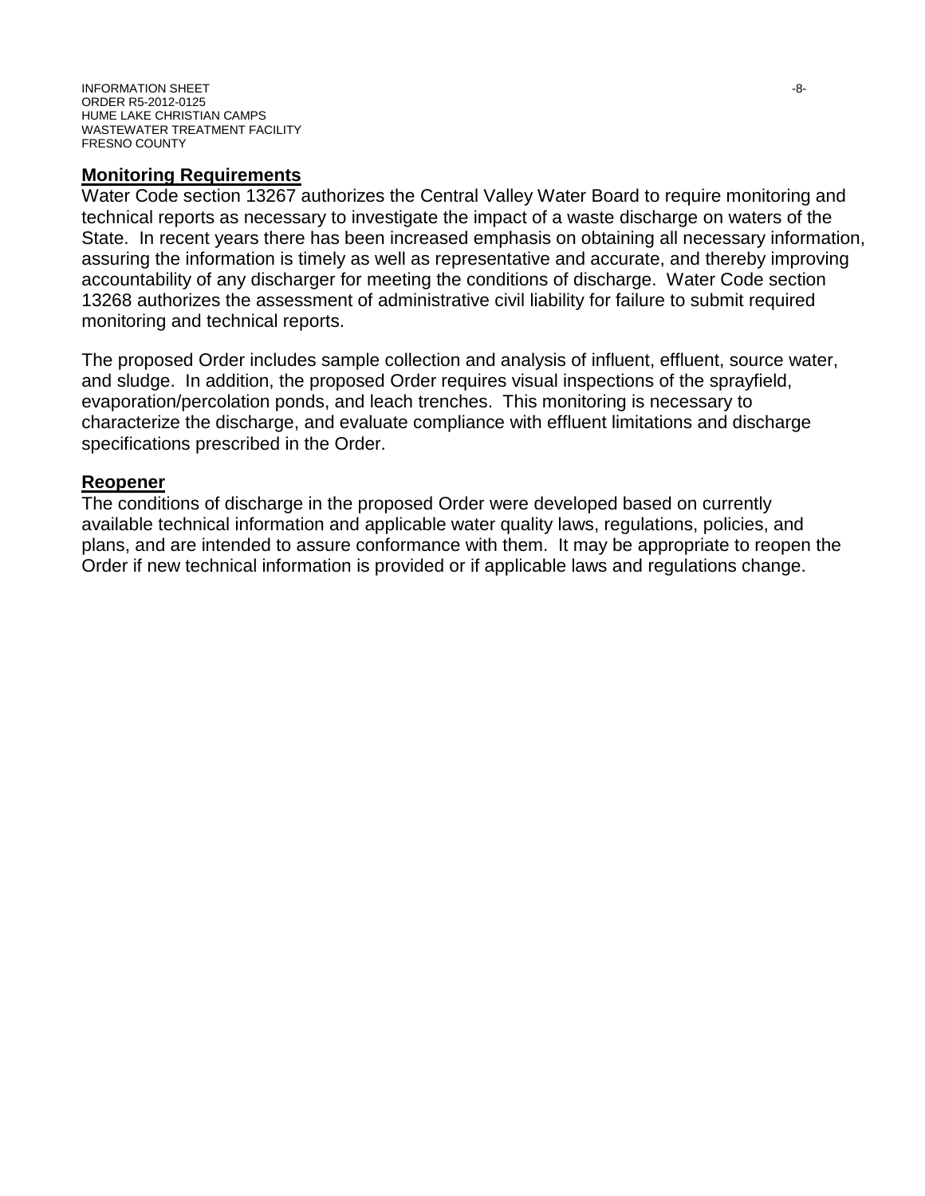## Monitoring Requirements

Water Code section 13267 authorizes the Central Valley Water Board to require monitoring and technical reports as necessary to investigate the impact of a waste discharge on waters of the State. In recent years there has been increased emphasis on obtaining all necessary information, assuring the information is timely as well as representative and accurate, and thereby improving accountability of any discharger for meeting the conditions of discharge. Water Code section 13268 authorizes the assessment of administrative civil liability for failure to submit required monitoring and technical reports.

The proposed Order includes sample collection and analysis of influent, effluent, source water, and sludge. In addition, the proposed Order requires visual inspections of the sprayfield, evaporation/percolation ponds, and leach trenches. This monitoring is necessary to characterize the discharge, and evaluate compliance with effluent limitations and discharge specifications prescribed in the Order.

## Reopener

The conditions of discharge in the proposed Order were developed based on currently available technical information and applicable water quality laws, regulations, policies, and plans, and are intended to assure conformance with them. It may be appropriate to reopen the Order if new technical information is provided or if applicable laws and regulations change.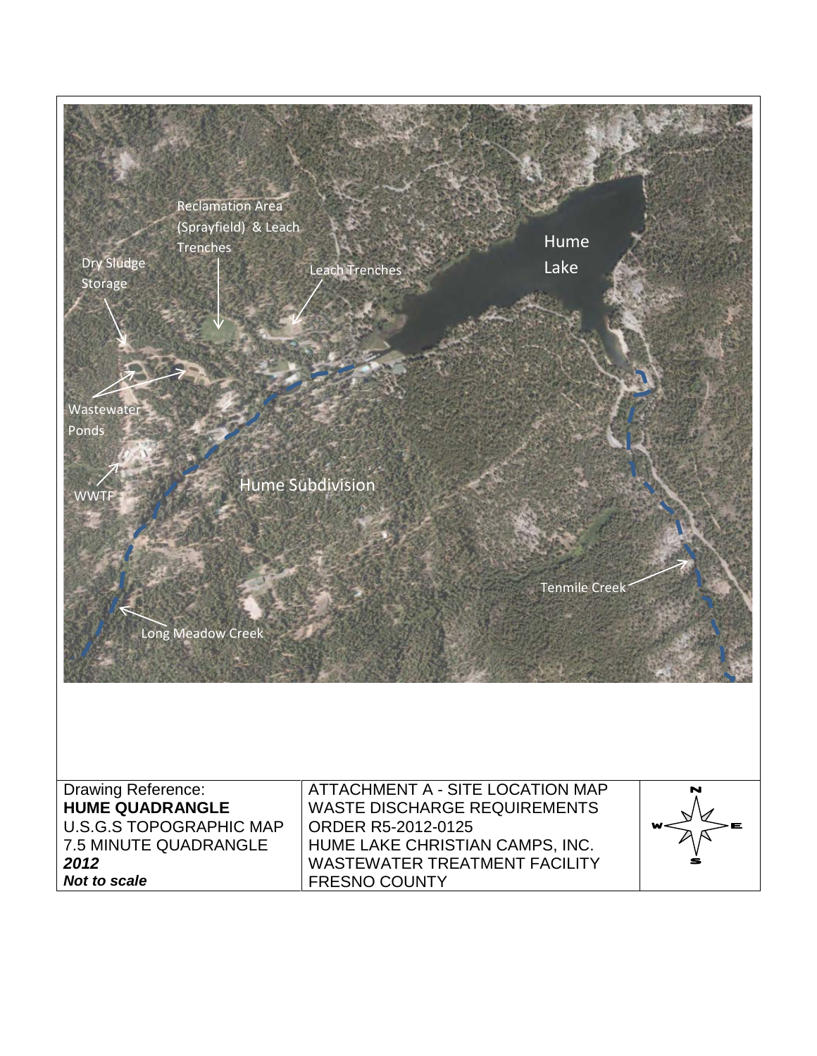Reclamation Area (Sprayfield) & Leach Trenches

Dry Sludge Storage

Leach Trenches

Hume Lake

Wastewater Ponds

WWTF

Hume Subdivision

Tenmile Creek

Long Meadow Creek

| Drawing Reference: **HUME QUADRANGLE** U.S.G.S TOPOGRAPHIC MAP 7.5 MINUTE QUADRANGLE ***2012*** ***Not to scale*** | ATTACHMENT A - SITE LOCATION MAP WASTE DISCHARGE REQUIREMENTS ORDER R5-2012-0125 HUME LAKE CHRISTIAN CAMPS, INC. WASTEWATER TREATMENT FACILITY FRESNO COUNTY | N W E S |
|---|---|---|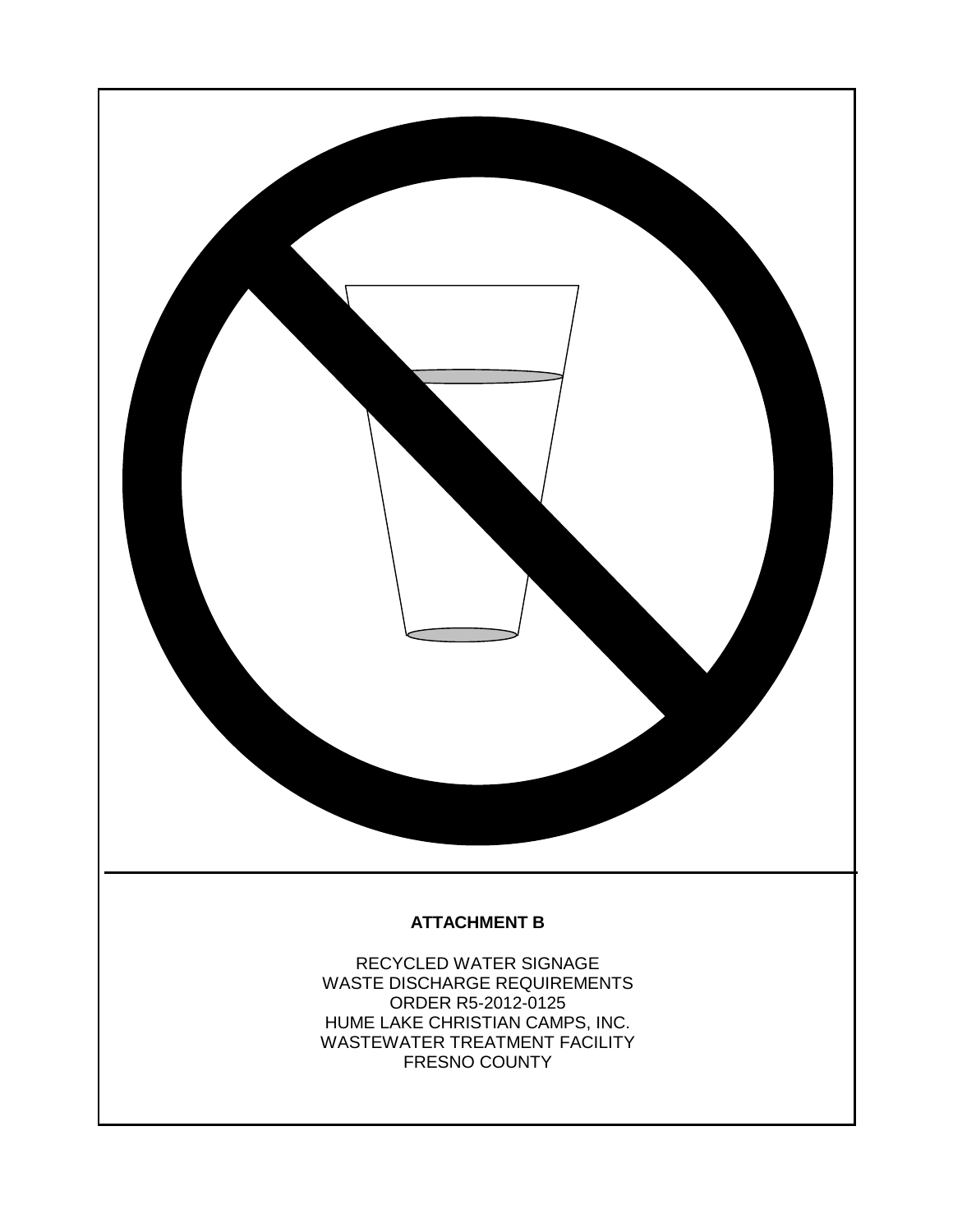**ATTACHMENT B**

RECYCLED WATER SIGNAGE
WASTE DISCHARGE REQUIREMENTS
ORDER R5-2012-0125
HUME LAKE CHRISTIAN CAMPS, INC.
WASTEWATER TREATMENT FACILITY
FRESNO COUNTY